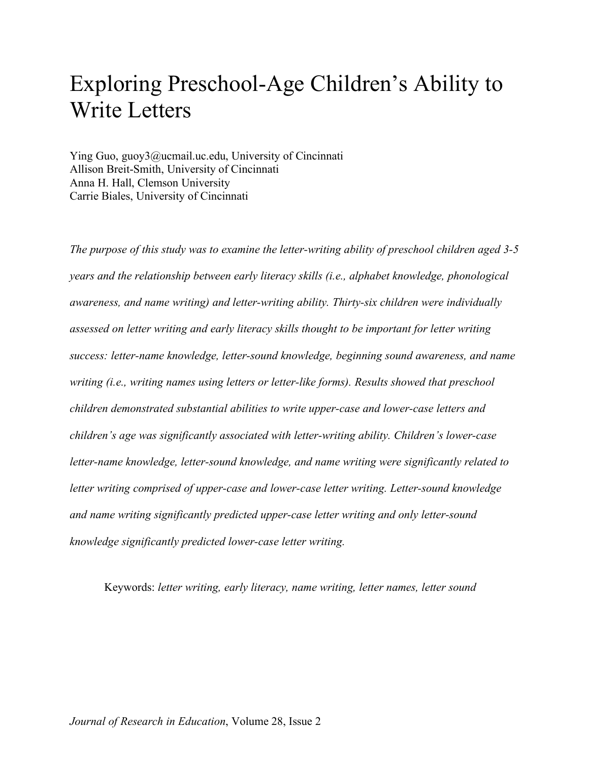# Exploring Preschool-Age Children's Ability to Write Letters

Ying Guo, guoy3@ucmail.uc.edu, University of Cincinnati
Allison Breit-Smith, University of Cincinnati
Anna H. Hall, Clemson University
Carrie Biales, University of Cincinnati

*The purpose of this study was to examine the letter-writing ability of preschool children aged 3-5 years and the relationship between early literacy skills (i.e., alphabet knowledge, phonological awareness, and name writing) and letter-writing ability. Thirty-six children were individually assessed on letter writing and early literacy skills thought to be important for letter writing success: letter-name knowledge, letter-sound knowledge, beginning sound awareness, and name writing (i.e., writing names using letters or letter-like forms). Results showed that preschool children demonstrated substantial abilities to write upper-case and lower-case letters and children's age was significantly associated with letter-writing ability. Children's lower-case letter-name knowledge, letter-sound knowledge, and name writing were significantly related to letter writing comprised of upper-case and lower-case letter writing. Letter-sound knowledge and name writing significantly predicted upper-case letter writing and only letter-sound knowledge significantly predicted lower-case letter writing.*

Keywords: *letter writing, early literacy, name writing, letter names, letter sound*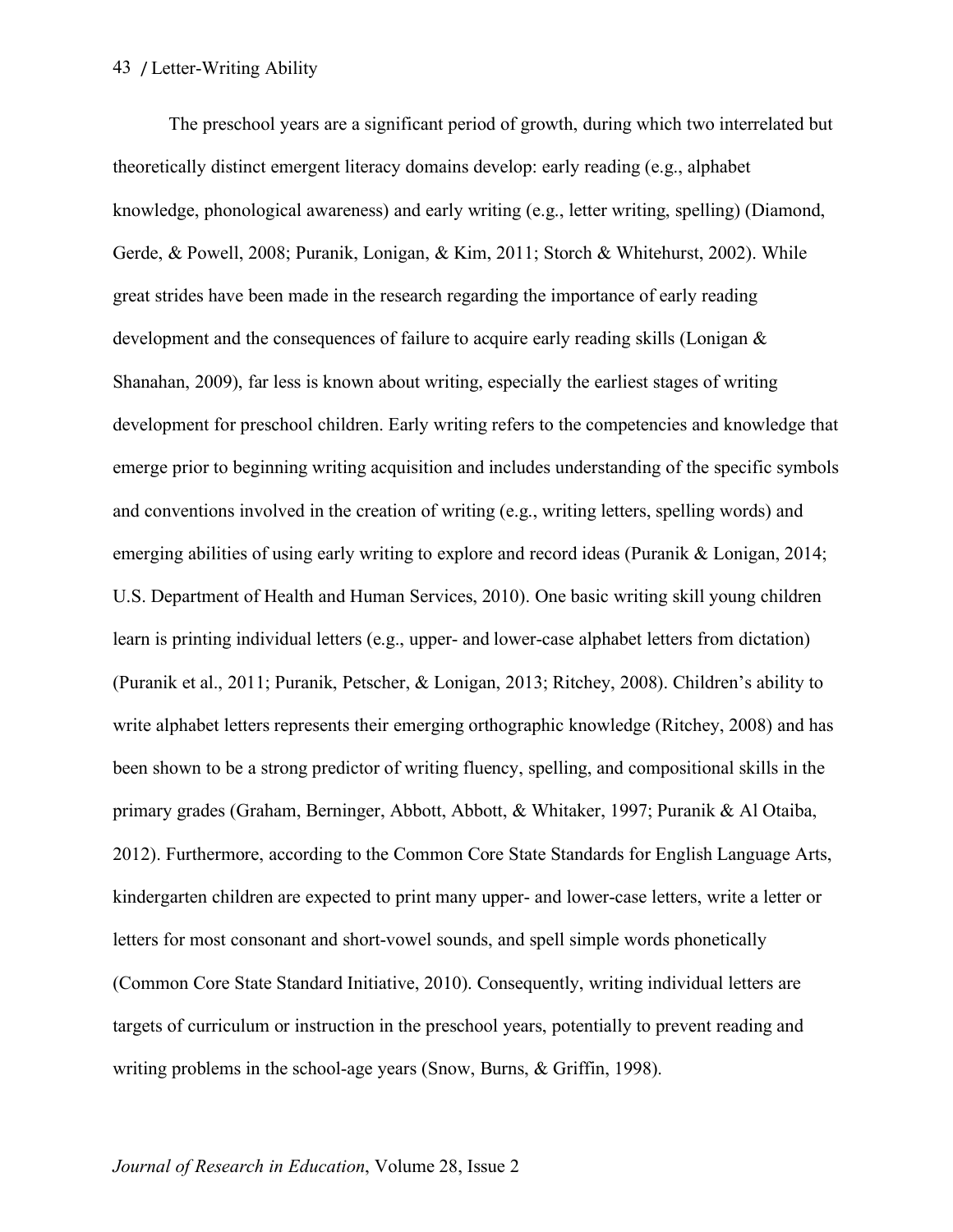The preschool years are a significant period of growth, during which two interrelated but theoretically distinct emergent literacy domains develop: early reading (e.g., alphabet knowledge, phonological awareness) and early writing (e.g., letter writing, spelling) (Diamond, Gerde, & Powell, 2008; Puranik, Lonigan, & Kim, 2011; Storch & Whitehurst, 2002). While great strides have been made in the research regarding the importance of early reading development and the consequences of failure to acquire early reading skills (Lonigan & Shanahan, 2009), far less is known about writing, especially the earliest stages of writing development for preschool children. Early writing refers to the competencies and knowledge that emerge prior to beginning writing acquisition and includes understanding of the specific symbols and conventions involved in the creation of writing (e.g., writing letters, spelling words) and emerging abilities of using early writing to explore and record ideas (Puranik & Lonigan, 2014; U.S. Department of Health and Human Services, 2010). One basic writing skill young children learn is printing individual letters (e.g., upper- and lower-case alphabet letters from dictation) (Puranik et al., 2011; Puranik, Petscher, & Lonigan, 2013; Ritchey, 2008). Children's ability to write alphabet letters represents their emerging orthographic knowledge (Ritchey, 2008) and has been shown to be a strong predictor of writing fluency, spelling, and compositional skills in the primary grades (Graham, Berninger, Abbott, Abbott, & Whitaker, 1997; Puranik & Al Otaiba, 2012). Furthermore, according to the Common Core State Standards for English Language Arts, kindergarten children are expected to print many upper- and lower-case letters, write a letter or letters for most consonant and short-vowel sounds, and spell simple words phonetically (Common Core State Standard Initiative, 2010). Consequently, writing individual letters are targets of curriculum or instruction in the preschool years, potentially to prevent reading and writing problems in the school-age years (Snow, Burns, & Griffin, 1998).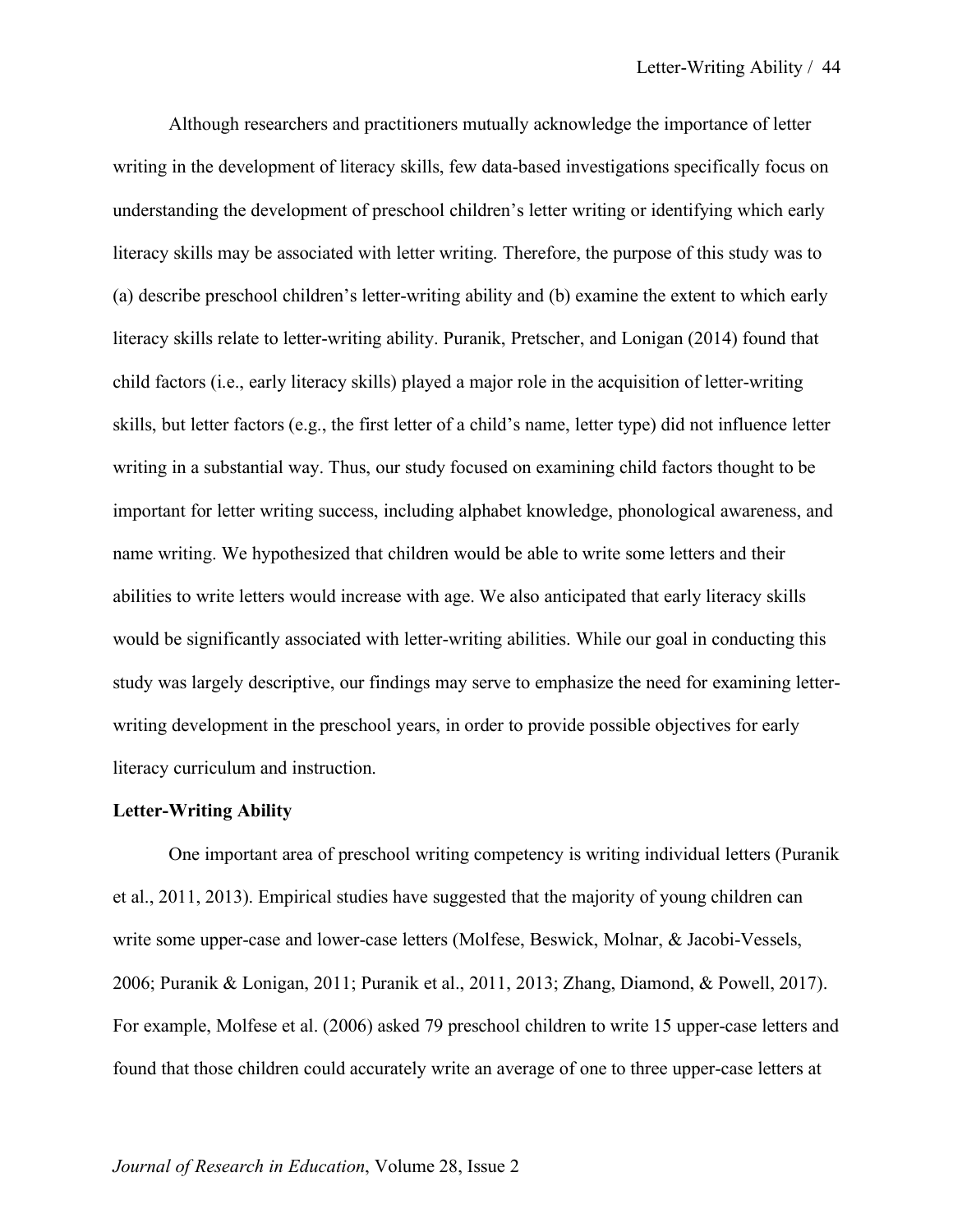Although researchers and practitioners mutually acknowledge the importance of letter writing in the development of literacy skills, few data-based investigations specifically focus on understanding the development of preschool children's letter writing or identifying which early literacy skills may be associated with letter writing. Therefore, the purpose of this study was to (a) describe preschool children's letter-writing ability and (b) examine the extent to which early literacy skills relate to letter-writing ability. Puranik, Pretscher, and Lonigan (2014) found that child factors (i.e., early literacy skills) played a major role in the acquisition of letter-writing skills, but letter factors (e.g., the first letter of a child's name, letter type) did not influence letter writing in a substantial way. Thus, our study focused on examining child factors thought to be important for letter writing success, including alphabet knowledge, phonological awareness, and name writing. We hypothesized that children would be able to write some letters and their abilities to write letters would increase with age. We also anticipated that early literacy skills would be significantly associated with letter-writing abilities. While our goal in conducting this study was largely descriptive, our findings may serve to emphasize the need for examining letter-writing development in the preschool years, in order to provide possible objectives for early literacy curriculum and instruction.

**Letter-Writing Ability**

One important area of preschool writing competency is writing individual letters (Puranik et al., 2011, 2013). Empirical studies have suggested that the majority of young children can write some upper-case and lower-case letters (Molfese, Beswick, Molnar, & Jacobi-Vessels, 2006; Puranik & Lonigan, 2011; Puranik et al., 2011, 2013; Zhang, Diamond, & Powell, 2017). For example, Molfese et al. (2006) asked 79 preschool children to write 15 upper-case letters and found that those children could accurately write an average of one to three upper-case letters at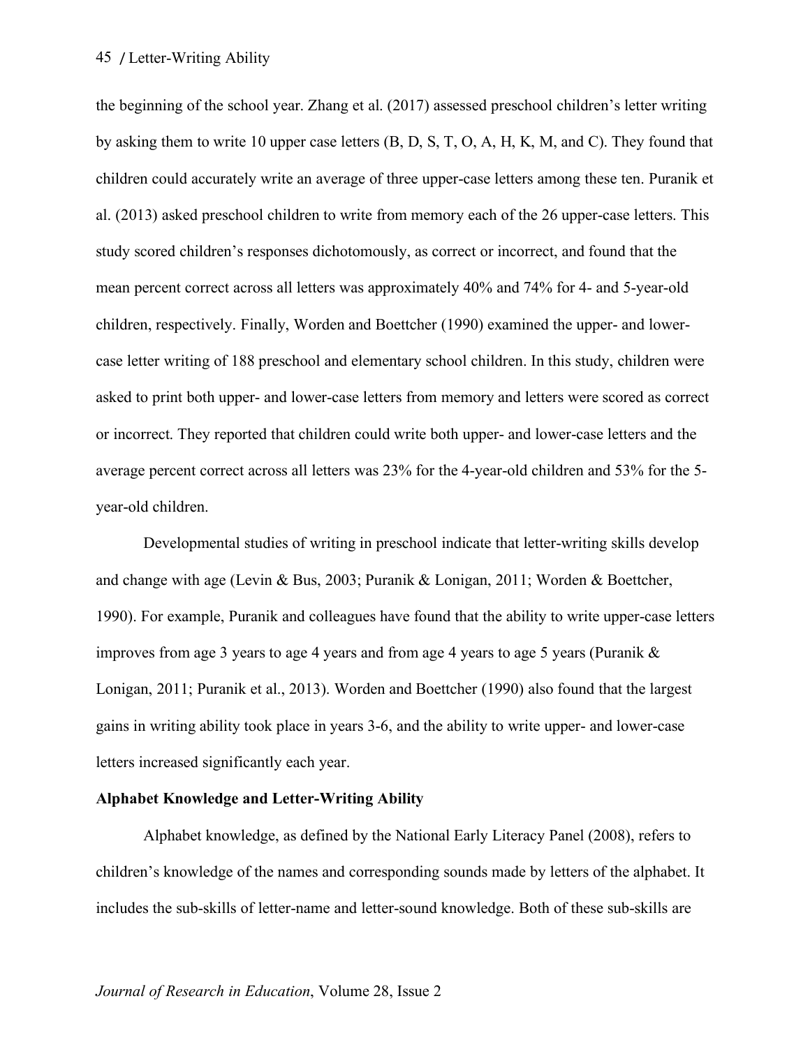the beginning of the school year. Zhang et al. (2017) assessed preschool children's letter writing by asking them to write 10 upper case letters (B, D, S, T, O, A, H, K, M, and C). They found that children could accurately write an average of three upper-case letters among these ten. Puranik et al. (2013) asked preschool children to write from memory each of the 26 upper-case letters. This study scored children's responses dichotomously, as correct or incorrect, and found that the mean percent correct across all letters was approximately 40% and 74% for 4- and 5-year-old children, respectively. Finally, Worden and Boettcher (1990) examined the upper- and lower-case letter writing of 188 preschool and elementary school children. In this study, children were asked to print both upper- and lower-case letters from memory and letters were scored as correct or incorrect. They reported that children could write both upper- and lower-case letters and the average percent correct across all letters was 23% for the 4-year-old children and 53% for the 5-year-old children.

Developmental studies of writing in preschool indicate that letter-writing skills develop and change with age (Levin & Bus, 2003; Puranik & Lonigan, 2011; Worden & Boettcher, 1990). For example, Puranik and colleagues have found that the ability to write upper-case letters improves from age 3 years to age 4 years and from age 4 years to age 5 years (Puranik & Lonigan, 2011; Puranik et al., 2013). Worden and Boettcher (1990) also found that the largest gains in writing ability took place in years 3-6, and the ability to write upper- and lower-case letters increased significantly each year.

**Alphabet Knowledge and Letter-Writing Ability**

Alphabet knowledge, as defined by the National Early Literacy Panel (2008), refers to children's knowledge of the names and corresponding sounds made by letters of the alphabet. It includes the sub-skills of letter-name and letter-sound knowledge. Both of these sub-skills are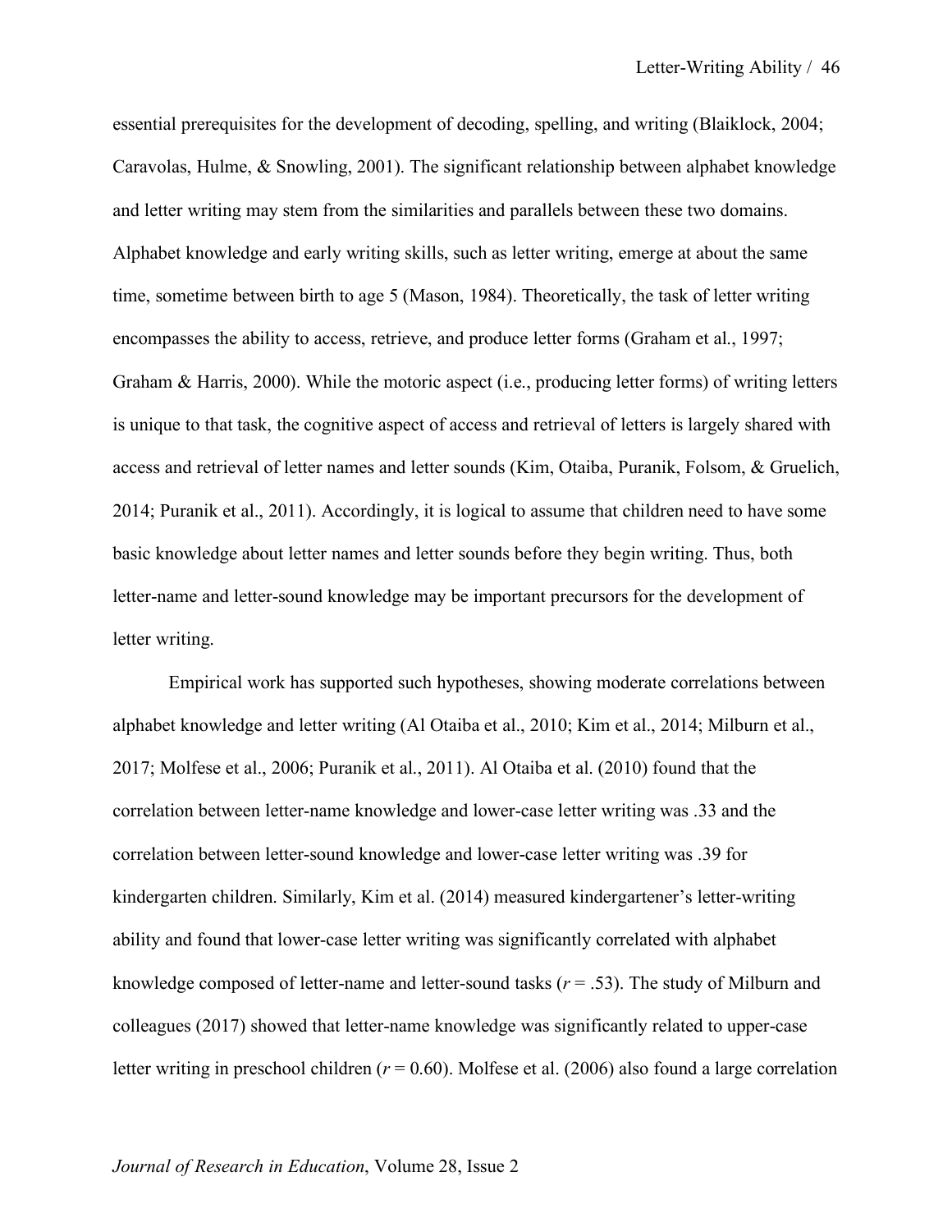essential prerequisites for the development of decoding, spelling, and writing (Blaiklock, 2004; Caravolas, Hulme, & Snowling, 2001). The significant relationship between alphabet knowledge and letter writing may stem from the similarities and parallels between these two domains. Alphabet knowledge and early writing skills, such as letter writing, emerge at about the same time, sometime between birth to age 5 (Mason, 1984). Theoretically, the task of letter writing encompasses the ability to access, retrieve, and produce letter forms (Graham et al., 1997; Graham & Harris, 2000). While the motoric aspect (i.e., producing letter forms) of writing letters is unique to that task, the cognitive aspect of access and retrieval of letters is largely shared with access and retrieval of letter names and letter sounds (Kim, Otaiba, Puranik, Folsom, & Gruelich, 2014; Puranik et al., 2011). Accordingly, it is logical to assume that children need to have some basic knowledge about letter names and letter sounds before they begin writing. Thus, both letter-name and letter-sound knowledge may be important precursors for the development of letter writing.

Empirical work has supported such hypotheses, showing moderate correlations between alphabet knowledge and letter writing (Al Otaiba et al., 2010; Kim et al., 2014; Milburn et al., 2017; Molfese et al., 2006; Puranik et al., 2011). Al Otaiba et al. (2010) found that the correlation between letter-name knowledge and lower-case letter writing was .33 and the correlation between letter-sound knowledge and lower-case letter writing was .39 for kindergarten children. Similarly, Kim et al. (2014) measured kindergartener's letter-writing ability and found that lower-case letter writing was significantly correlated with alphabet knowledge composed of letter-name and letter-sound tasks ($r = .53$). The study of Milburn and colleagues (2017) showed that letter-name knowledge was significantly related to upper-case letter writing in preschool children ($r = 0.60$). Molfese et al. (2006) also found a large correlation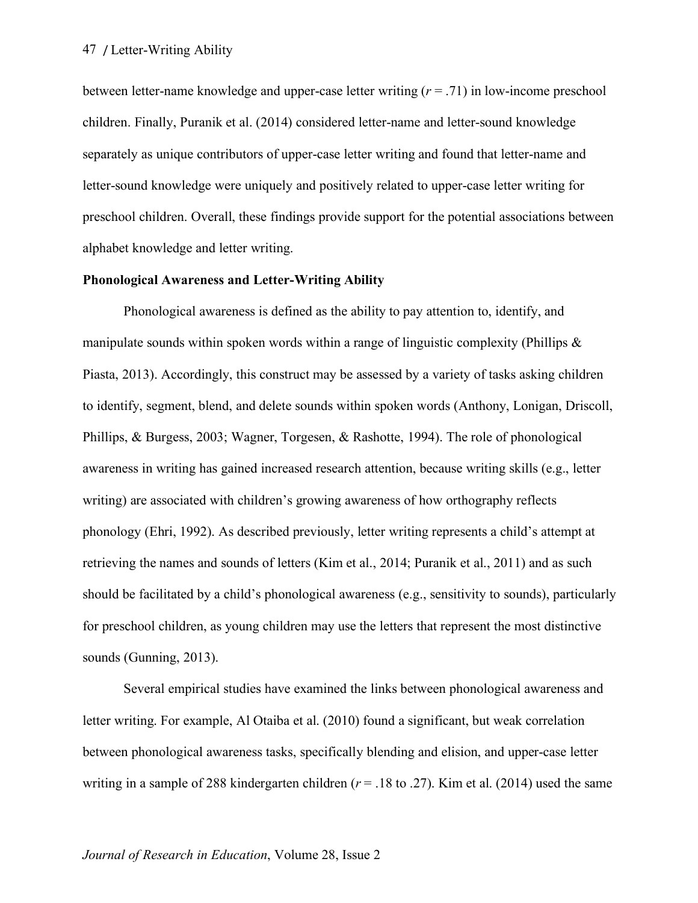between letter-name knowledge and upper-case letter writing ($r$ = .71) in low-income preschool children. Finally, Puranik et al. (2014) considered letter-name and letter-sound knowledge separately as unique contributors of upper-case letter writing and found that letter-name and letter-sound knowledge were uniquely and positively related to upper-case letter writing for preschool children. Overall, these findings provide support for the potential associations between alphabet knowledge and letter writing.

**Phonological Awareness and Letter-Writing Ability**

Phonological awareness is defined as the ability to pay attention to, identify, and manipulate sounds within spoken words within a range of linguistic complexity (Phillips & Piasta, 2013). Accordingly, this construct may be assessed by a variety of tasks asking children to identify, segment, blend, and delete sounds within spoken words (Anthony, Lonigan, Driscoll, Phillips, & Burgess, 2003; Wagner, Torgesen, & Rashotte, 1994). The role of phonological awareness in writing has gained increased research attention, because writing skills (e.g., letter writing) are associated with children's growing awareness of how orthography reflects phonology (Ehri, 1992). As described previously, letter writing represents a child's attempt at retrieving the names and sounds of letters (Kim et al., 2014; Puranik et al., 2011) and as such should be facilitated by a child's phonological awareness (e.g., sensitivity to sounds), particularly for preschool children, as young children may use the letters that represent the most distinctive sounds (Gunning, 2013).

Several empirical studies have examined the links between phonological awareness and letter writing. For example, Al Otaiba et al. (2010) found a significant, but weak correlation between phonological awareness tasks, specifically blending and elision, and upper-case letter writing in a sample of 288 kindergarten children ($r$ = .18 to .27). Kim et al. (2014) used the same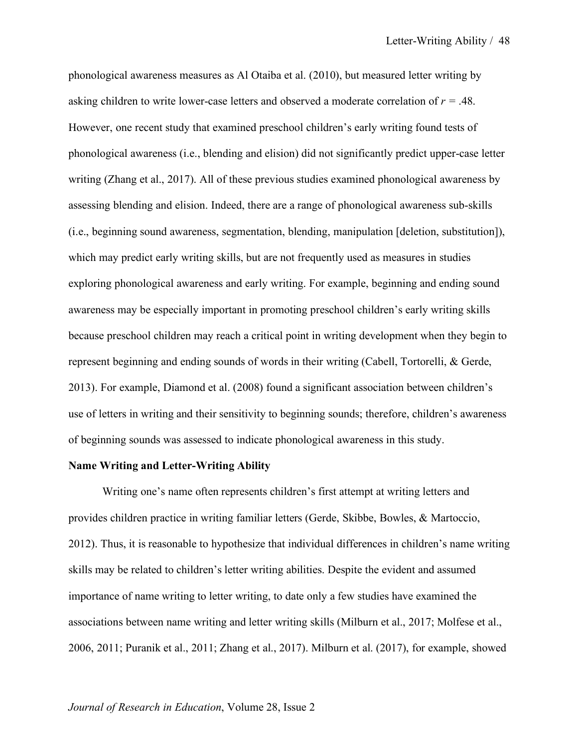phonological awareness measures as Al Otaiba et al. (2010), but measured letter writing by asking children to write lower-case letters and observed a moderate correlation of $r = .48$. However, one recent study that examined preschool children's early writing found tests of phonological awareness (i.e., blending and elision) did not significantly predict upper-case letter writing (Zhang et al., 2017). All of these previous studies examined phonological awareness by assessing blending and elision. Indeed, there are a range of phonological awareness sub-skills (i.e., beginning sound awareness, segmentation, blending, manipulation [deletion, substitution]), which may predict early writing skills, but are not frequently used as measures in studies exploring phonological awareness and early writing. For example, beginning and ending sound awareness may be especially important in promoting preschool children's early writing skills because preschool children may reach a critical point in writing development when they begin to represent beginning and ending sounds of words in their writing (Cabell, Tortorelli, & Gerde, 2013). For example, Diamond et al. (2008) found a significant association between children's use of letters in writing and their sensitivity to beginning sounds; therefore, children's awareness of beginning sounds was assessed to indicate phonological awareness in this study.

**Name Writing and Letter-Writing Ability**

Writing one's name often represents children's first attempt at writing letters and provides children practice in writing familiar letters (Gerde, Skibbe, Bowles, & Martoccio, 2012). Thus, it is reasonable to hypothesize that individual differences in children's name writing skills may be related to children's letter writing abilities. Despite the evident and assumed importance of name writing to letter writing, to date only a few studies have examined the associations between name writing and letter writing skills (Milburn et al., 2017; Molfese et al., 2006, 2011; Puranik et al., 2011; Zhang et al., 2017). Milburn et al. (2017), for example, showed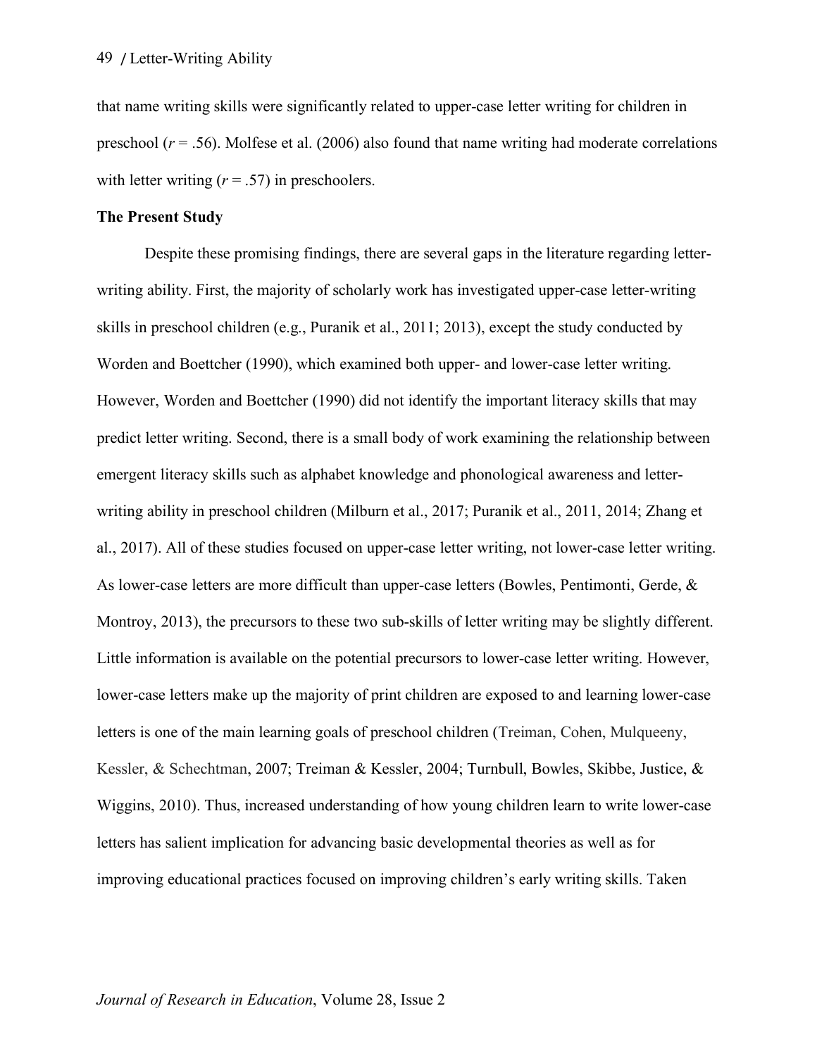that name writing skills were significantly related to upper-case letter writing for children in preschool ($r = .56$). Molfese et al. (2006) also found that name writing had moderate correlations with letter writing ($r = .57$) in preschoolers.

**The Present Study**

Despite these promising findings, there are several gaps in the literature regarding letter-writing ability. First, the majority of scholarly work has investigated upper-case letter-writing skills in preschool children (e.g., Puranik et al., 2011; 2013), except the study conducted by Worden and Boettcher (1990), which examined both upper- and lower-case letter writing. However, Worden and Boettcher (1990) did not identify the important literacy skills that may predict letter writing. Second, there is a small body of work examining the relationship between emergent literacy skills such as alphabet knowledge and phonological awareness and letter-writing ability in preschool children (Milburn et al., 2017; Puranik et al., 2011, 2014; Zhang et al., 2017). All of these studies focused on upper-case letter writing, not lower-case letter writing. As lower-case letters are more difficult than upper-case letters (Bowles, Pentimonti, Gerde, & Montroy, 2013), the precursors to these two sub-skills of letter writing may be slightly different. Little information is available on the potential precursors to lower-case letter writing. However, lower-case letters make up the majority of print children are exposed to and learning lower-case letters is one of the main learning goals of preschool children (Treiman, Cohen, Mulqueeny, Kessler, & Schechtman, 2007; Treiman & Kessler, 2004; Turnbull, Bowles, Skibbe, Justice, & Wiggins, 2010). Thus, increased understanding of how young children learn to write lower-case letters has salient implication for advancing basic developmental theories as well as for improving educational practices focused on improving children's early writing skills. Taken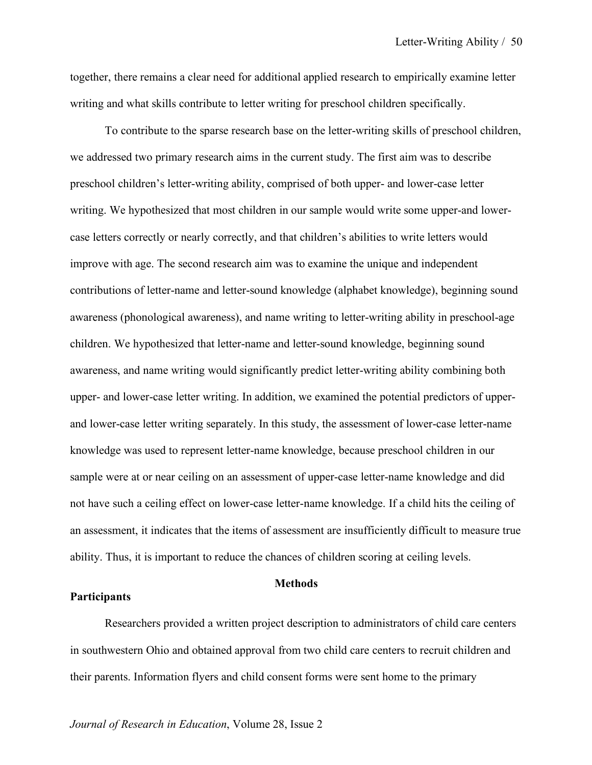together, there remains a clear need for additional applied research to empirically examine letter writing and what skills contribute to letter writing for preschool children specifically.

To contribute to the sparse research base on the letter-writing skills of preschool children, we addressed two primary research aims in the current study. The first aim was to describe preschool children's letter-writing ability, comprised of both upper- and lower-case letter writing. We hypothesized that most children in our sample would write some upper-and lower-case letters correctly or nearly correctly, and that children's abilities to write letters would improve with age. The second research aim was to examine the unique and independent contributions of letter-name and letter-sound knowledge (alphabet knowledge), beginning sound awareness (phonological awareness), and name writing to letter-writing ability in preschool-age children. We hypothesized that letter-name and letter-sound knowledge, beginning sound awareness, and name writing would significantly predict letter-writing ability combining both upper- and lower-case letter writing. In addition, we examined the potential predictors of upper- and lower-case letter writing separately. In this study, the assessment of lower-case letter-name knowledge was used to represent letter-name knowledge, because preschool children in our sample were at or near ceiling on an assessment of upper-case letter-name knowledge and did not have such a ceiling effect on lower-case letter-name knowledge. If a child hits the ceiling of an assessment, it indicates that the items of assessment are insufficiently difficult to measure true ability. Thus, it is important to reduce the chances of children scoring at ceiling levels.

## Methods

### Participants

Researchers provided a written project description to administrators of child care centers in southwestern Ohio and obtained approval from two child care centers to recruit children and their parents. Information flyers and child consent forms were sent home to the primary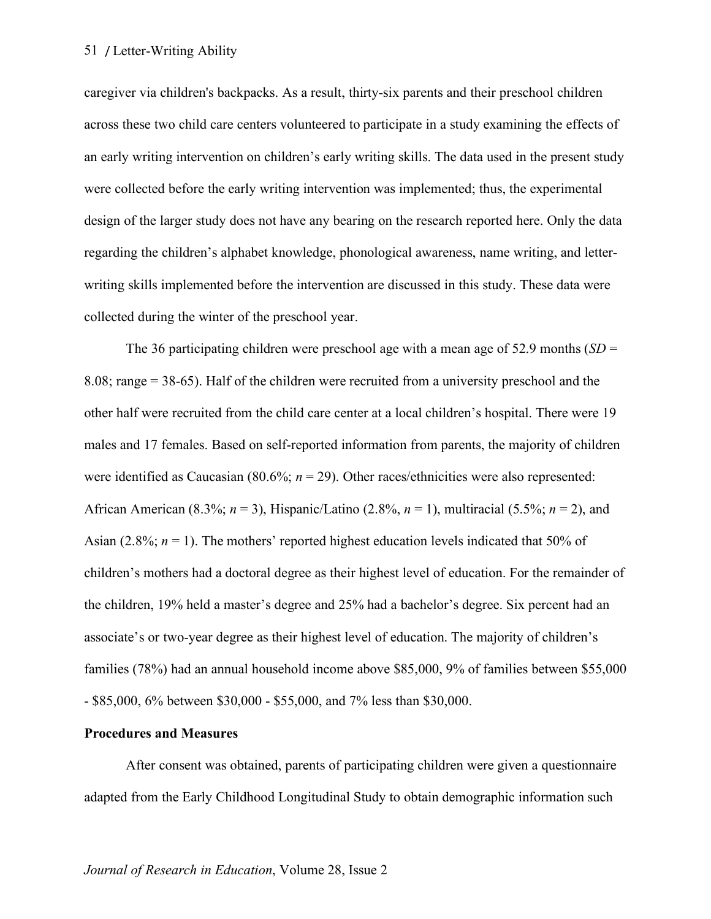caregiver via children's backpacks. As a result, thirty-six parents and their preschool children across these two child care centers volunteered to participate in a study examining the effects of an early writing intervention on children's early writing skills. The data used in the present study were collected before the early writing intervention was implemented; thus, the experimental design of the larger study does not have any bearing on the research reported here. Only the data regarding the children's alphabet knowledge, phonological awareness, name writing, and letter-writing skills implemented before the intervention are discussed in this study. These data were collected during the winter of the preschool year.

The 36 participating children were preschool age with a mean age of 52.9 months (*SD* = 8.08; range = 38-65). Half of the children were recruited from a university preschool and the other half were recruited from the child care center at a local children's hospital. There were 19 males and 17 females. Based on self-reported information from parents, the majority of children were identified as Caucasian (80.6%; *n* = 29). Other races/ethnicities were also represented: African American (8.3%; *n* = 3), Hispanic/Latino (2.8%, *n* = 1), multiracial (5.5%; *n* = 2), and Asian (2.8%; *n* = 1). The mothers' reported highest education levels indicated that 50% of children's mothers had a doctoral degree as their highest level of education. For the remainder of the children, 19% held a master's degree and 25% had a bachelor's degree. Six percent had an associate's or two-year degree as their highest level of education. The majority of children's families (78%) had an annual household income above $85,000, 9% of families between $55,000 - $85,000, 6% between $30,000 - $55,000, and 7% less than $30,000.

**Procedures and Measures**

After consent was obtained, parents of participating children were given a questionnaire adapted from the Early Childhood Longitudinal Study to obtain demographic information such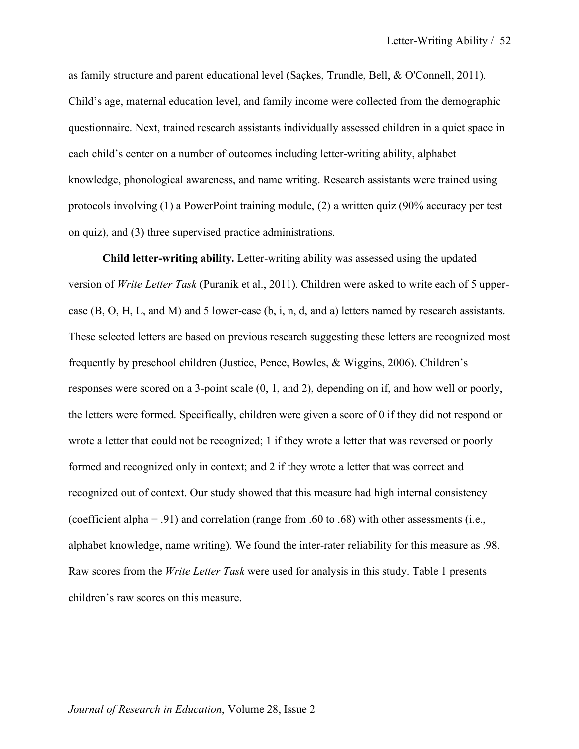as family structure and parent educational level (Saçkes, Trundle, Bell, & O'Connell, 2011). Child's age, maternal education level, and family income were collected from the demographic questionnaire. Next, trained research assistants individually assessed children in a quiet space in each child's center on a number of outcomes including letter-writing ability, alphabet knowledge, phonological awareness, and name writing. Research assistants were trained using protocols involving (1) a PowerPoint training module, (2) a written quiz (90% accuracy per test on quiz), and (3) three supervised practice administrations.

**Child letter-writing ability.** Letter-writing ability was assessed using the updated version of *Write Letter Task* (Puranik et al., 2011). Children were asked to write each of 5 upper-case (B, O, H, L, and M) and 5 lower-case (b, i, n, d, and a) letters named by research assistants. These selected letters are based on previous research suggesting these letters are recognized most frequently by preschool children (Justice, Pence, Bowles, & Wiggins, 2006). Children's responses were scored on a 3-point scale (0, 1, and 2), depending on if, and how well or poorly, the letters were formed. Specifically, children were given a score of 0 if they did not respond or wrote a letter that could not be recognized; 1 if they wrote a letter that was reversed or poorly formed and recognized only in context; and 2 if they wrote a letter that was correct and recognized out of context. Our study showed that this measure had high internal consistency (coefficient alpha = .91) and correlation (range from .60 to .68) with other assessments (i.e., alphabet knowledge, name writing). We found the inter-rater reliability for this measure as .98. Raw scores from the *Write Letter Task* were used for analysis in this study. Table 1 presents children's raw scores on this measure.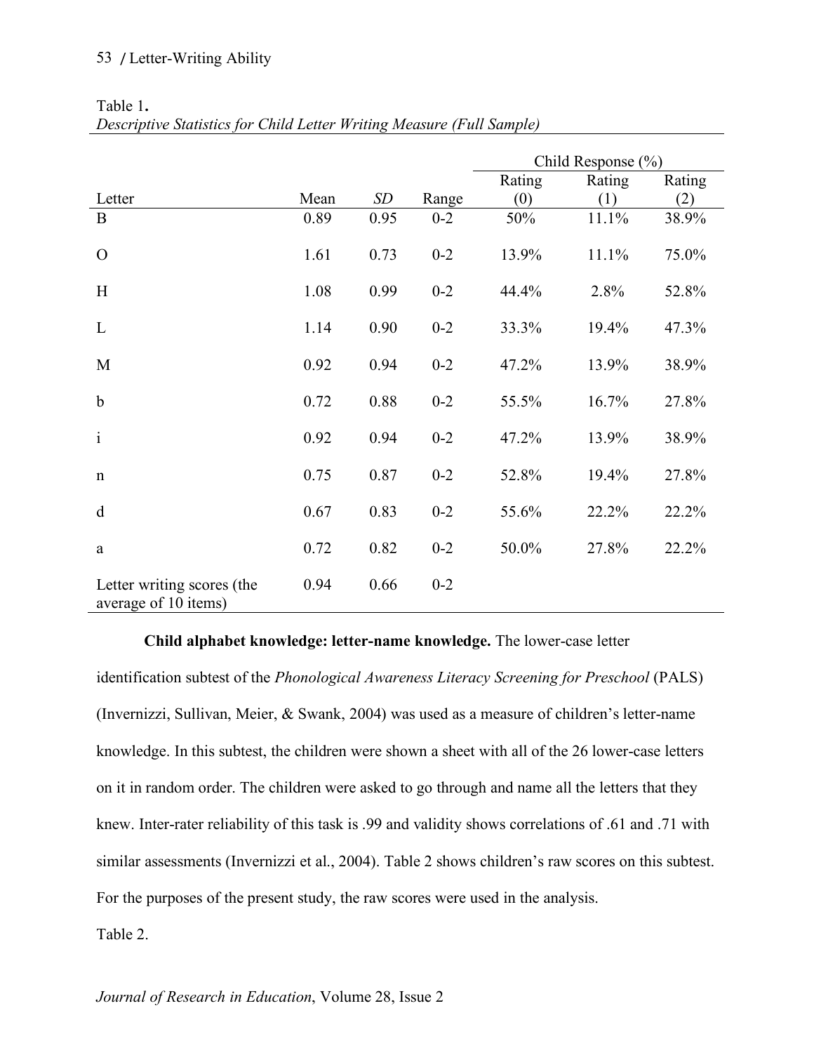Table 1.
*Descriptive Statistics for Child Letter Writing Measure (Full Sample)*

| | | | | Child Response (%) | | |
|---|---|---|---|---|---|---|
| Letter | Mean | *SD* | Range | Rating (0) | Rating (1) | Rating (2) |
| B | 0.89 | 0.95 | 0-2 | 50% | 11.1% | 38.9% |
| O | 1.61 | 0.73 | 0-2 | 13.9% | 11.1% | 75.0% |
| H | 1.08 | 0.99 | 0-2 | 44.4% | 2.8% | 52.8% |
| L | 1.14 | 0.90 | 0-2 | 33.3% | 19.4% | 47.3% |
| M | 0.92 | 0.94 | 0-2 | 47.2% | 13.9% | 38.9% |
| b | 0.72 | 0.88 | 0-2 | 55.5% | 16.7% | 27.8% |
| i | 0.92 | 0.94 | 0-2 | 47.2% | 13.9% | 38.9% |
| n | 0.75 | 0.87 | 0-2 | 52.8% | 19.4% | 27.8% |
| d | 0.67 | 0.83 | 0-2 | 55.6% | 22.2% | 22.2% |
| a | 0.72 | 0.82 | 0-2 | 50.0% | 27.8% | 22.2% |
| Letter writing scores (the average of 10 items) | 0.94 | 0.66 | 0-2 | | | |

**Child alphabet knowledge: letter-name knowledge.** The lower-case letter identification subtest of the *Phonological Awareness Literacy Screening for Preschool* (PALS) (Invernizzi, Sullivan, Meier, & Swank, 2004) was used as a measure of children's letter-name knowledge. In this subtest, the children were shown a sheet with all of the 26 lower-case letters on it in random order. The children were asked to go through and name all the letters that they knew. Inter-rater reliability of this task is .99 and validity shows correlations of .61 and .71 with similar assessments (Invernizzi et al., 2004). Table 2 shows children's raw scores on this subtest. For the purposes of the present study, the raw scores were used in the analysis.

Table 2.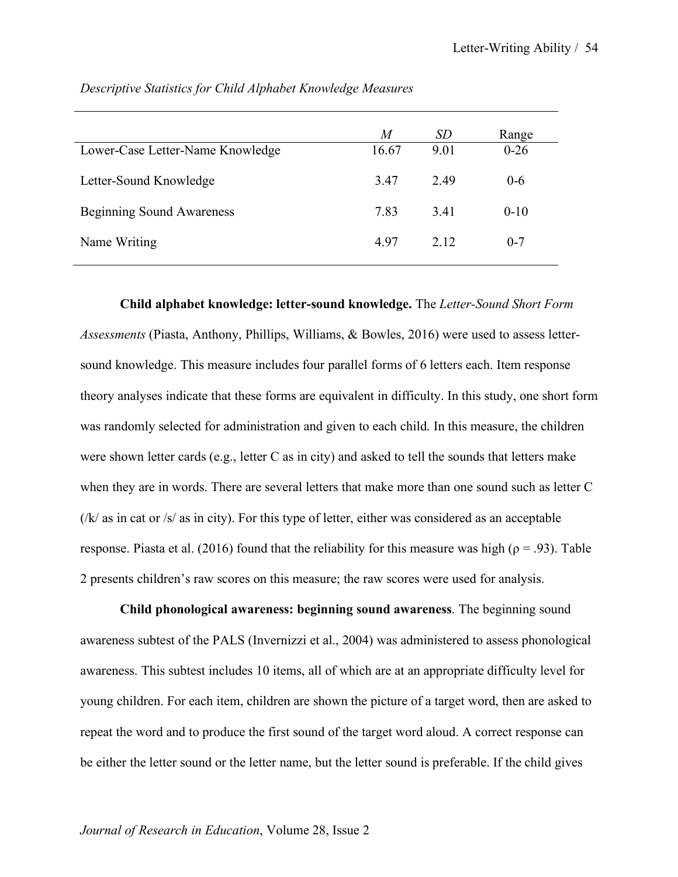*Descriptive Statistics for Child Alphabet Knowledge Measures*

| | *M* | *SD* | Range |
|---|---|---|---|
| Lower-Case Letter-Name Knowledge | 16.67 | 9.01 | 0-26 |
| Letter-Sound Knowledge | 3.47 | 2.49 | 0-6 |
| Beginning Sound Awareness | 7.83 | 3.41 | 0-10 |
| Name Writing | 4.97 | 2.12 | 0-7 |

**Child alphabet knowledge: letter-sound knowledge.** The *Letter-Sound Short Form Assessments* (Piasta, Anthony, Phillips, Williams, & Bowles, 2016) were used to assess letter-sound knowledge. This measure includes four parallel forms of 6 letters each. Item response theory analyses indicate that these forms are equivalent in difficulty. In this study, one short form was randomly selected for administration and given to each child. In this measure, the children were shown letter cards (e.g., letter C as in city) and asked to tell the sounds that letters make when they are in words. There are several letters that make more than one sound such as letter C (/k/ as in cat or /s/ as in city). For this type of letter, either was considered as an acceptable response. Piasta et al. (2016) found that the reliability for this measure was high ($\rho = .93$). Table 2 presents children's raw scores on this measure; the raw scores were used for analysis.

**Child phonological awareness: beginning sound awareness**. The beginning sound awareness subtest of the PALS (Invernizzi et al., 2004) was administered to assess phonological awareness. This subtest includes 10 items, all of which are at an appropriate difficulty level for young children. For each item, children are shown the picture of a target word, then are asked to repeat the word and to produce the first sound of the target word aloud. A correct response can be either the letter sound or the letter name, but the letter sound is preferable. If the child gives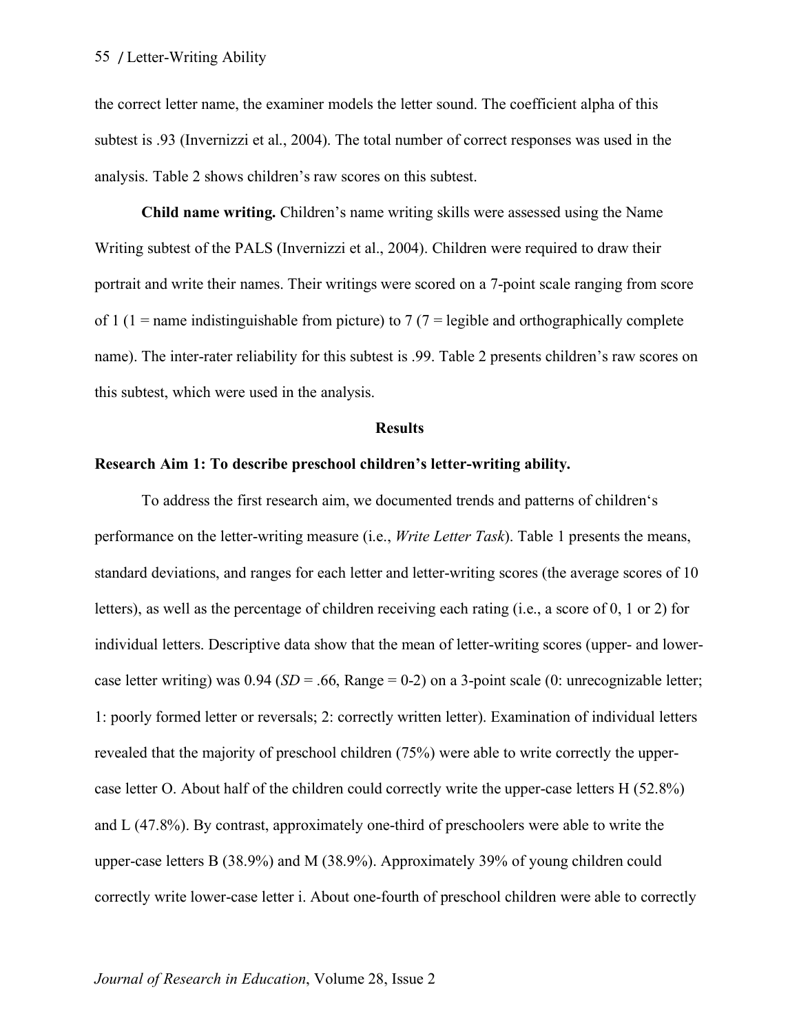the correct letter name, the examiner models the letter sound. The coefficient alpha of this subtest is .93 (Invernizzi et al., 2004). The total number of correct responses was used in the analysis. Table 2 shows children's raw scores on this subtest.

**Child name writing.** Children's name writing skills were assessed using the Name Writing subtest of the PALS (Invernizzi et al., 2004). Children were required to draw their portrait and write their names. Their writings were scored on a 7-point scale ranging from score of 1 (1 = name indistinguishable from picture) to 7 (7 = legible and orthographically complete name). The inter-rater reliability for this subtest is .99. Table 2 presents children's raw scores on this subtest, which were used in the analysis.

## Results

### Research Aim 1: To describe preschool children's letter-writing ability.

To address the first research aim, we documented trends and patterns of children's performance on the letter-writing measure (i.e., *Write Letter Task*). Table 1 presents the means, standard deviations, and ranges for each letter and letter-writing scores (the average scores of 10 letters), as well as the percentage of children receiving each rating (i.e., a score of 0, 1 or 2) for individual letters. Descriptive data show that the mean of letter-writing scores (upper- and lower-case letter writing) was 0.94 (*SD* = .66, Range = 0-2) on a 3-point scale (0: unrecognizable letter; 1: poorly formed letter or reversals; 2: correctly written letter). Examination of individual letters revealed that the majority of preschool children (75%) were able to write correctly the upper-case letter O. About half of the children could correctly write the upper-case letters H (52.8%) and L (47.8%). By contrast, approximately one-third of preschoolers were able to write the upper-case letters B (38.9%) and M (38.9%). Approximately 39% of young children could correctly write lower-case letter i. About one-fourth of preschool children were able to correctly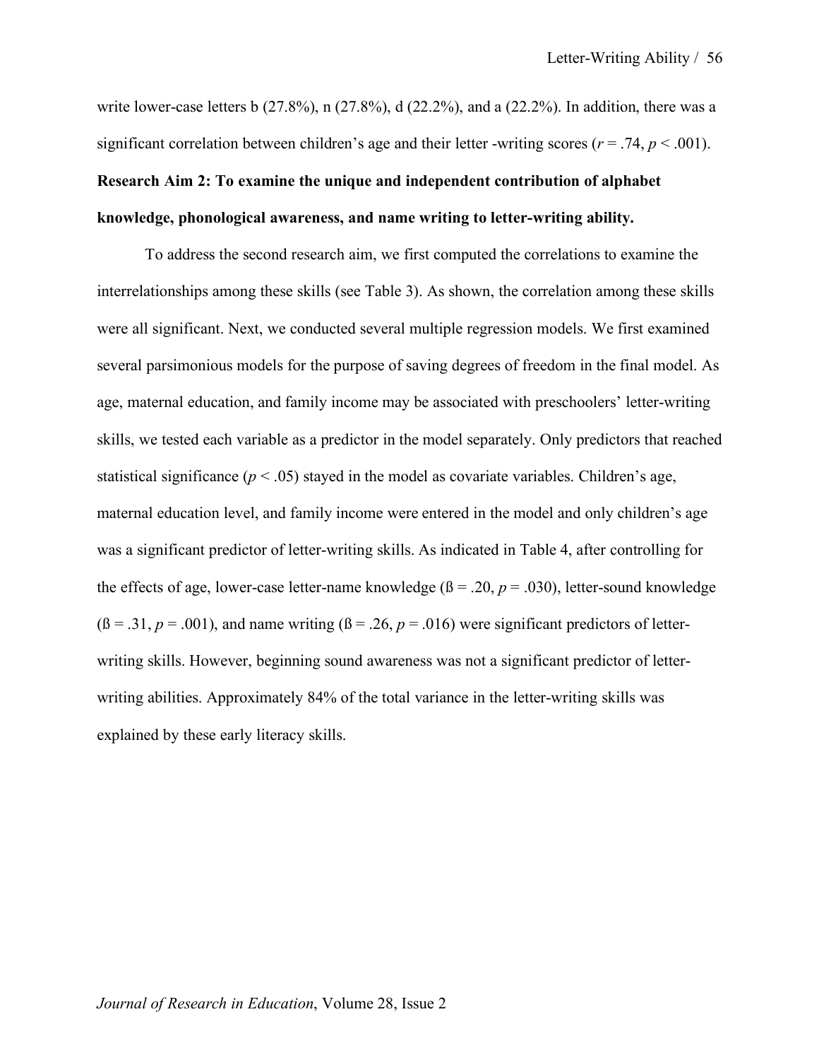write lower-case letters b (27.8%), n (27.8%), d (22.2%), and a (22.2%). In addition, there was a significant correlation between children's age and their letter -writing scores ($r = .74$, $p < .001$).

**Research Aim 2: To examine the unique and independent contribution of alphabet knowledge, phonological awareness, and name writing to letter-writing ability.**

To address the second research aim, we first computed the correlations to examine the interrelationships among these skills (see Table 3). As shown, the correlation among these skills were all significant. Next, we conducted several multiple regression models. We first examined several parsimonious models for the purpose of saving degrees of freedom in the final model. As age, maternal education, and family income may be associated with preschoolers' letter-writing skills, we tested each variable as a predictor in the model separately. Only predictors that reached statistical significance ($p < .05$) stayed in the model as covariate variables. Children's age, maternal education level, and family income were entered in the model and only children's age was a significant predictor of letter-writing skills. As indicated in Table 4, after controlling for the effects of age, lower-case letter-name knowledge ($ß = .20$, $p = .030$), letter-sound knowledge ($ß = .31$, $p = .001$), and name writing ($ß = .26$, $p = .016$) were significant predictors of letter-writing skills. However, beginning sound awareness was not a significant predictor of letter-writing abilities. Approximately 84% of the total variance in the letter-writing skills was explained by these early literacy skills.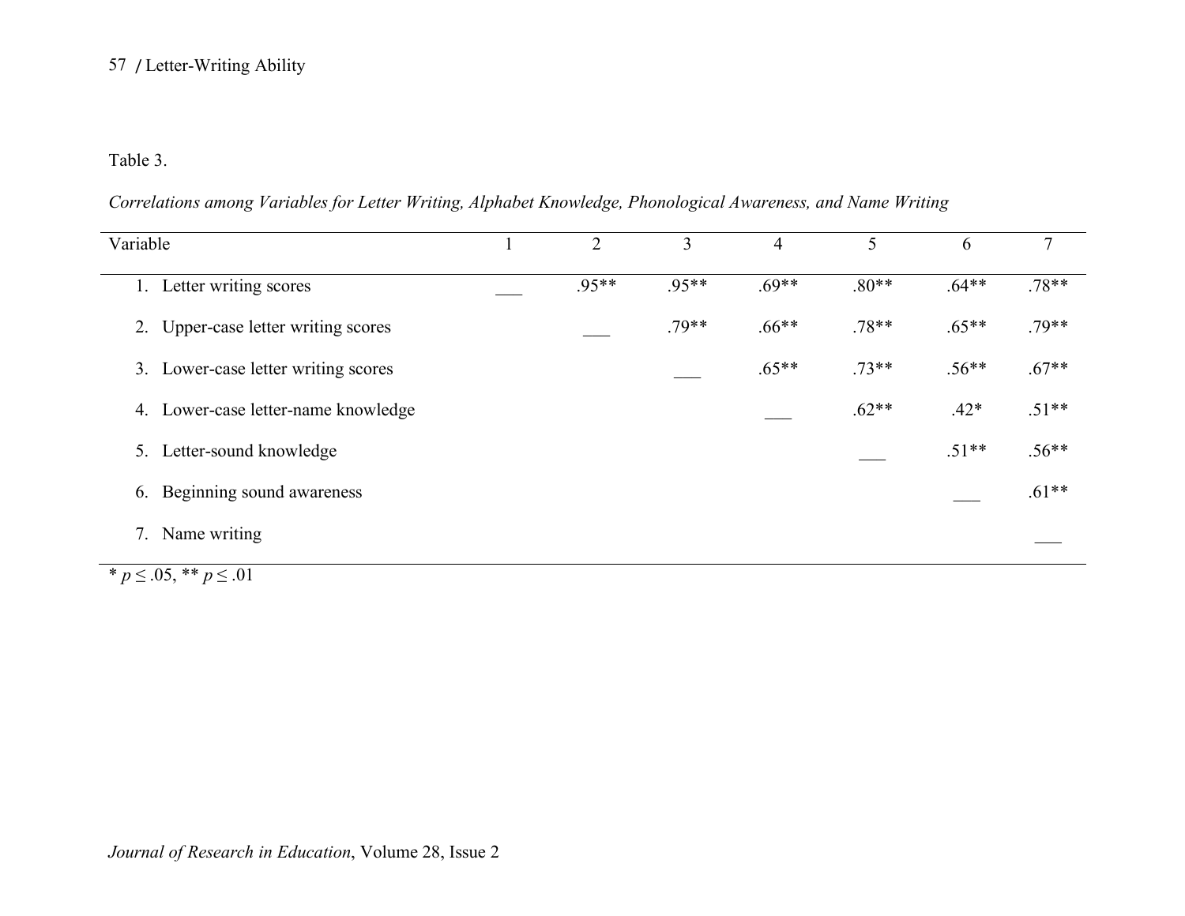Table 3.

*Correlations among Variables for Letter Writing, Alphabet Knowledge, Phonological Awareness, and Name Writing*

| Variable | 1 | 2 | 3 | 4 | 5 | 6 | 7 |
|---|---|---|---|---|---|---|---|
| 1. Letter writing scores | ___ | .95** | .95** | .69** | .80** | .64** | .78** |
| 2. Upper-case letter writing scores | | ___ | .79** | .66** | .78** | .65** | .79** |
| 3. Lower-case letter writing scores | | | ___ | .65** | .73** | .56** | .67** |
| 4. Lower-case letter-name knowledge | | | | ___ | .62** | .42* | .51** |
| 5. Letter-sound knowledge | | | | | ___ | .51** | .56** |
| 6. Beginning sound awareness | | | | | | ___ | .61** |
| 7. Name writing | | | | | | | ___ |

* $p \leq .05$, ** $p \leq .01$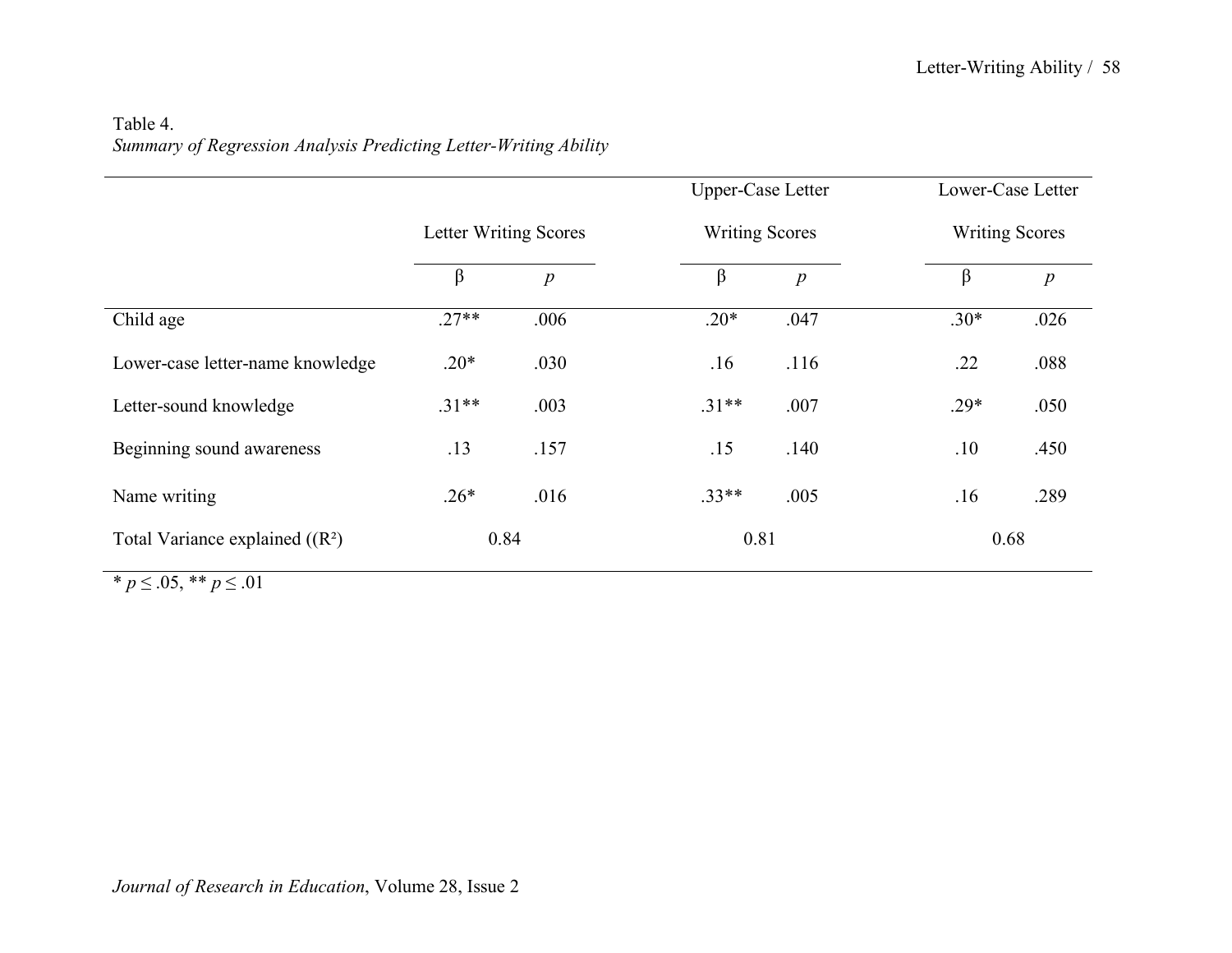Table 4.
*Summary of Regression Analysis Predicting Letter-Writing Ability*

| | Letter Writing Scores | | Upper-Case Letter Writing Scores | | Lower-Case Letter Writing Scores | |
|---|---|---|---|---|---|---|
| | β | *p* | β | *p* | β | *p* |
| Child age | .27** | .006 | .20* | .047 | .30* | .026 |
| Lower-case letter-name knowledge | .20* | .030 | .16 | .116 | .22 | .088 |
| Letter-sound knowledge | .31** | .003 | .31** | .007 | .29* | .050 |
| Beginning sound awareness | .13 | .157 | .15 | .140 | .10 | .450 |
| Name writing | .26* | .016 | .33** | .005 | .16 | .289 |
| Total Variance explained (($R^2$) | 0.84 | | 0.81 | | 0.68 | |

* $p \leq .05$, ** $p \leq .01$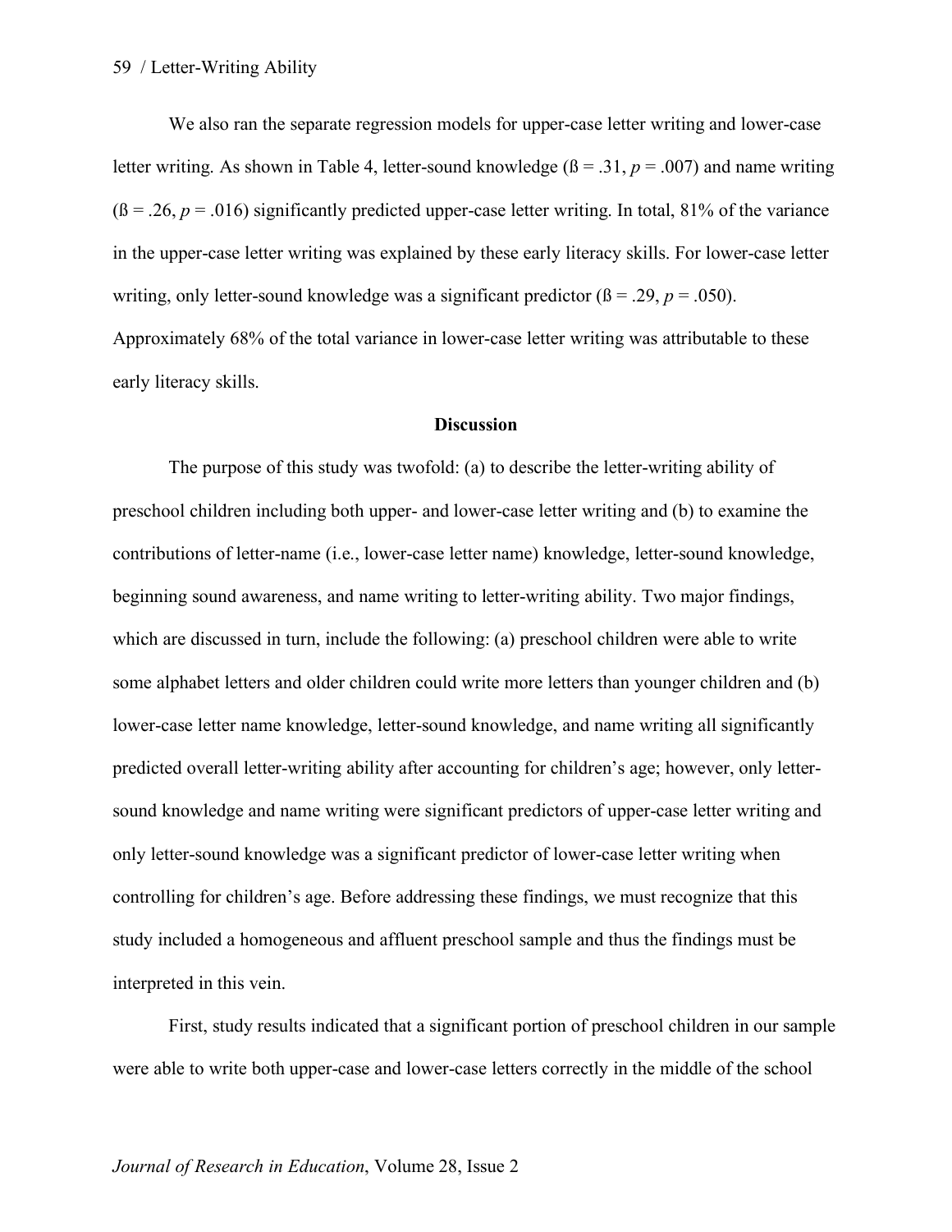We also ran the separate regression models for upper-case letter writing and lower-case letter writing. As shown in Table 4, letter-sound knowledge (ß = .31, $p$ = .007) and name writing (ß = .26, $p$ = .016) significantly predicted upper-case letter writing. In total, 81% of the variance in the upper-case letter writing was explained by these early literacy skills. For lower-case letter writing, only letter-sound knowledge was a significant predictor (ß = .29, $p$ = .050). Approximately 68% of the total variance in lower-case letter writing was attributable to these early literacy skills.

## Discussion

The purpose of this study was twofold: (a) to describe the letter-writing ability of preschool children including both upper- and lower-case letter writing and (b) to examine the contributions of letter-name (i.e., lower-case letter name) knowledge, letter-sound knowledge, beginning sound awareness, and name writing to letter-writing ability. Two major findings, which are discussed in turn, include the following: (a) preschool children were able to write some alphabet letters and older children could write more letters than younger children and (b) lower-case letter name knowledge, letter-sound knowledge, and name writing all significantly predicted overall letter-writing ability after accounting for children's age; however, only letter-sound knowledge and name writing were significant predictors of upper-case letter writing and only letter-sound knowledge was a significant predictor of lower-case letter writing when controlling for children's age. Before addressing these findings, we must recognize that this study included a homogeneous and affluent preschool sample and thus the findings must be interpreted in this vein.

First, study results indicated that a significant portion of preschool children in our sample were able to write both upper-case and lower-case letters correctly in the middle of the school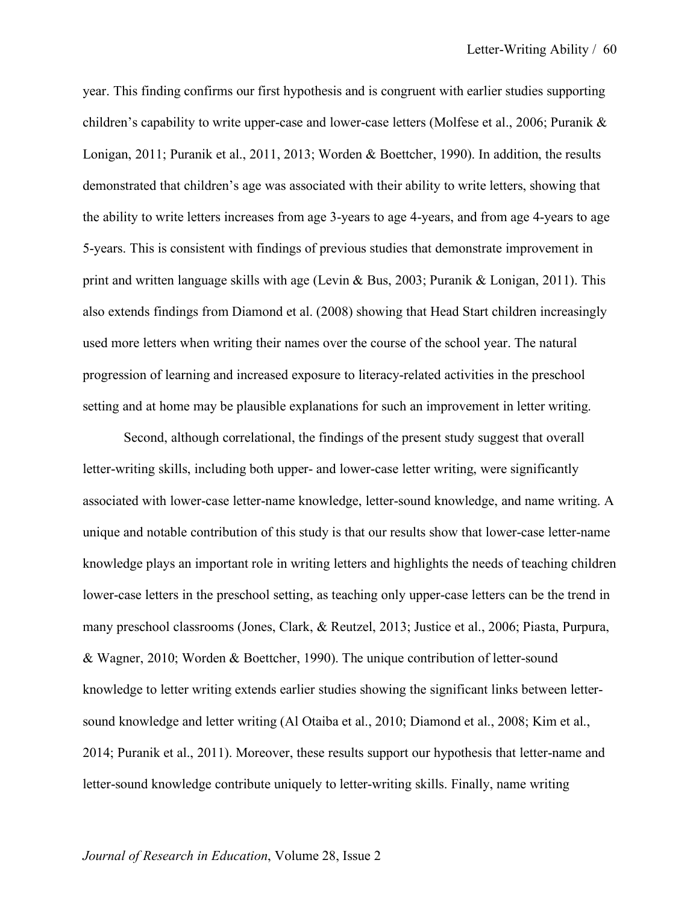year. This finding confirms our first hypothesis and is congruent with earlier studies supporting children's capability to write upper-case and lower-case letters (Molfese et al., 2006; Puranik & Lonigan, 2011; Puranik et al., 2011, 2013; Worden & Boettcher, 1990). In addition, the results demonstrated that children's age was associated with their ability to write letters, showing that the ability to write letters increases from age 3-years to age 4-years, and from age 4-years to age 5-years. This is consistent with findings of previous studies that demonstrate improvement in print and written language skills with age (Levin & Bus, 2003; Puranik & Lonigan, 2011). This also extends findings from Diamond et al. (2008) showing that Head Start children increasingly used more letters when writing their names over the course of the school year. The natural progression of learning and increased exposure to literacy-related activities in the preschool setting and at home may be plausible explanations for such an improvement in letter writing.

Second, although correlational, the findings of the present study suggest that overall letter-writing skills, including both upper- and lower-case letter writing, were significantly associated with lower-case letter-name knowledge, letter-sound knowledge, and name writing. A unique and notable contribution of this study is that our results show that lower-case letter-name knowledge plays an important role in writing letters and highlights the needs of teaching children lower-case letters in the preschool setting, as teaching only upper-case letters can be the trend in many preschool classrooms (Jones, Clark, & Reutzel, 2013; Justice et al., 2006; Piasta, Purpura, & Wagner, 2010; Worden & Boettcher, 1990). The unique contribution of letter-sound knowledge to letter writing extends earlier studies showing the significant links between letter-sound knowledge and letter writing (Al Otaiba et al., 2010; Diamond et al., 2008; Kim et al., 2014; Puranik et al., 2011). Moreover, these results support our hypothesis that letter-name and letter-sound knowledge contribute uniquely to letter-writing skills. Finally, name writing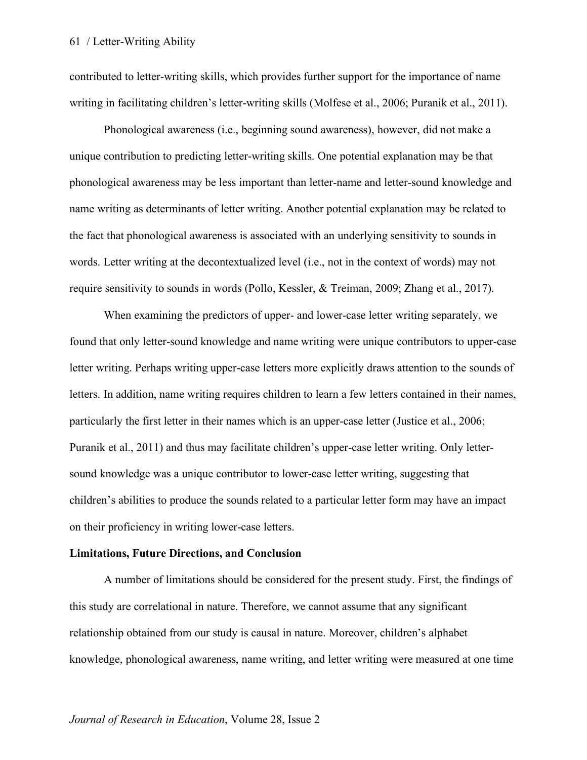contributed to letter-writing skills, which provides further support for the importance of name writing in facilitating children's letter-writing skills (Molfese et al., 2006; Puranik et al., 2011).

Phonological awareness (i.e., beginning sound awareness), however, did not make a unique contribution to predicting letter-writing skills. One potential explanation may be that phonological awareness may be less important than letter-name and letter-sound knowledge and name writing as determinants of letter writing. Another potential explanation may be related to the fact that phonological awareness is associated with an underlying sensitivity to sounds in words. Letter writing at the decontextualized level (i.e., not in the context of words) may not require sensitivity to sounds in words (Pollo, Kessler, & Treiman, 2009; Zhang et al., 2017).

When examining the predictors of upper- and lower-case letter writing separately, we found that only letter-sound knowledge and name writing were unique contributors to upper-case letter writing. Perhaps writing upper-case letters more explicitly draws attention to the sounds of letters. In addition, name writing requires children to learn a few letters contained in their names, particularly the first letter in their names which is an upper-case letter (Justice et al., 2006; Puranik et al., 2011) and thus may facilitate children's upper-case letter writing. Only letter-sound knowledge was a unique contributor to lower-case letter writing, suggesting that children's abilities to produce the sounds related to a particular letter form may have an impact on their proficiency in writing lower-case letters.

**Limitations, Future Directions, and Conclusion**

A number of limitations should be considered for the present study. First, the findings of this study are correlational in nature. Therefore, we cannot assume that any significant relationship obtained from our study is causal in nature. Moreover, children's alphabet knowledge, phonological awareness, name writing, and letter writing were measured at one time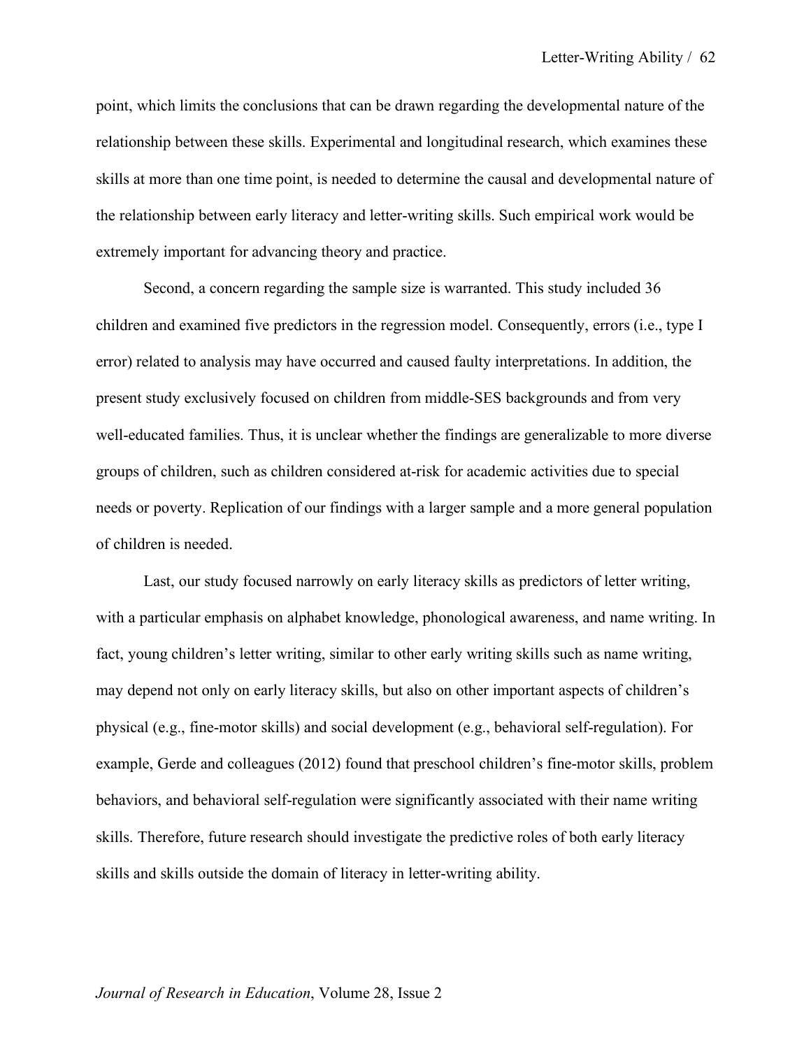point, which limits the conclusions that can be drawn regarding the developmental nature of the relationship between these skills. Experimental and longitudinal research, which examines these skills at more than one time point, is needed to determine the causal and developmental nature of the relationship between early literacy and letter-writing skills. Such empirical work would be extremely important for advancing theory and practice.

Second, a concern regarding the sample size is warranted. This study included 36 children and examined five predictors in the regression model. Consequently, errors (i.e., type I error) related to analysis may have occurred and caused faulty interpretations. In addition, the present study exclusively focused on children from middle-SES backgrounds and from very well-educated families. Thus, it is unclear whether the findings are generalizable to more diverse groups of children, such as children considered at-risk for academic activities due to special needs or poverty. Replication of our findings with a larger sample and a more general population of children is needed.

Last, our study focused narrowly on early literacy skills as predictors of letter writing, with a particular emphasis on alphabet knowledge, phonological awareness, and name writing. In fact, young children's letter writing, similar to other early writing skills such as name writing, may depend not only on early literacy skills, but also on other important aspects of children's physical (e.g., fine-motor skills) and social development (e.g., behavioral self-regulation). For example, Gerde and colleagues (2012) found that preschool children's fine-motor skills, problem behaviors, and behavioral self-regulation were significantly associated with their name writing skills. Therefore, future research should investigate the predictive roles of both early literacy skills and skills outside the domain of literacy in letter-writing ability.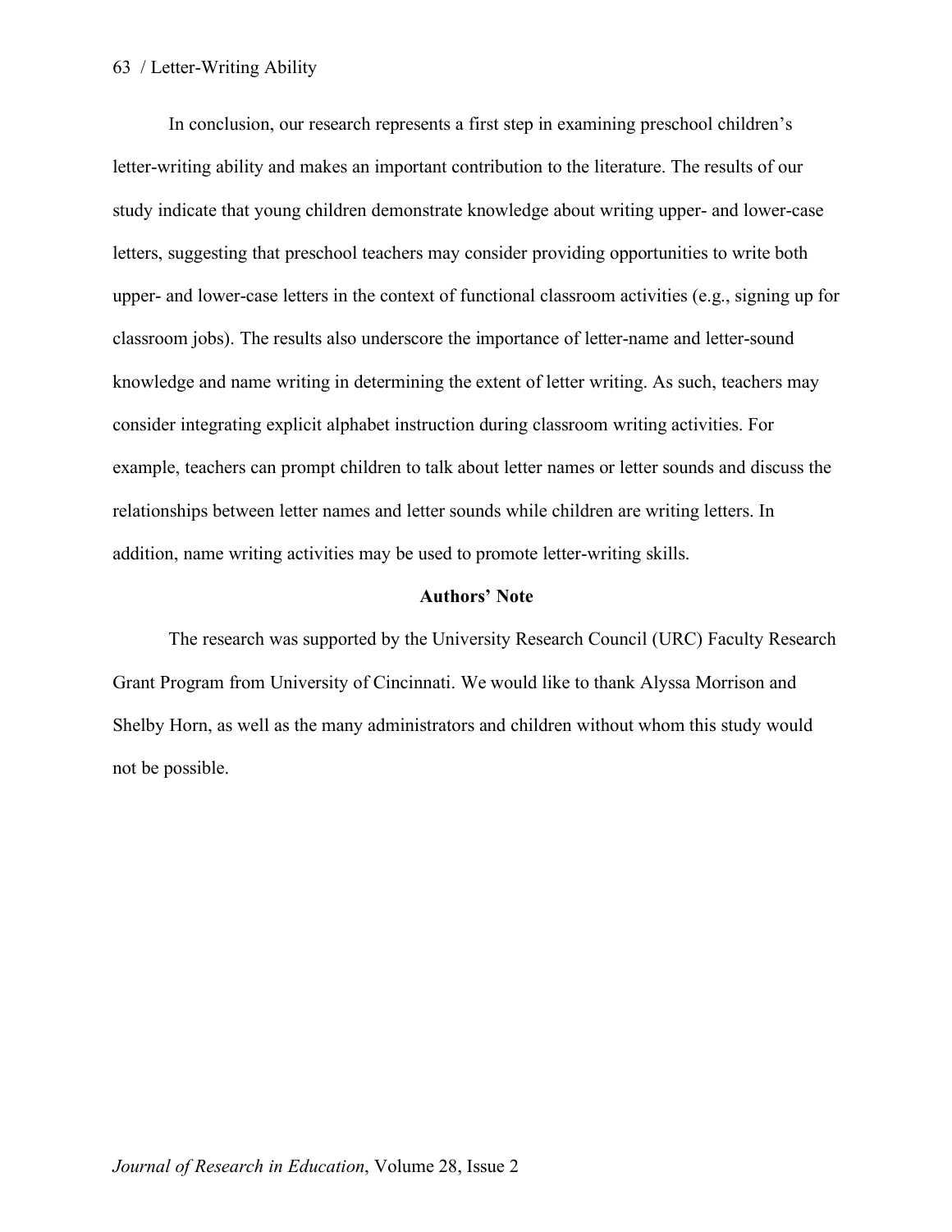In conclusion, our research represents a first step in examining preschool children's letter-writing ability and makes an important contribution to the literature. The results of our study indicate that young children demonstrate knowledge about writing upper- and lower-case letters, suggesting that preschool teachers may consider providing opportunities to write both upper- and lower-case letters in the context of functional classroom activities (e.g., signing up for classroom jobs). The results also underscore the importance of letter-name and letter-sound knowledge and name writing in determining the extent of letter writing. As such, teachers may consider integrating explicit alphabet instruction during classroom writing activities. For example, teachers can prompt children to talk about letter names or letter sounds and discuss the relationships between letter names and letter sounds while children are writing letters. In addition, name writing activities may be used to promote letter-writing skills.

## Authors' Note

The research was supported by the University Research Council (URC) Faculty Research Grant Program from University of Cincinnati. We would like to thank Alyssa Morrison and Shelby Horn, as well as the many administrators and children without whom this study would not be possible.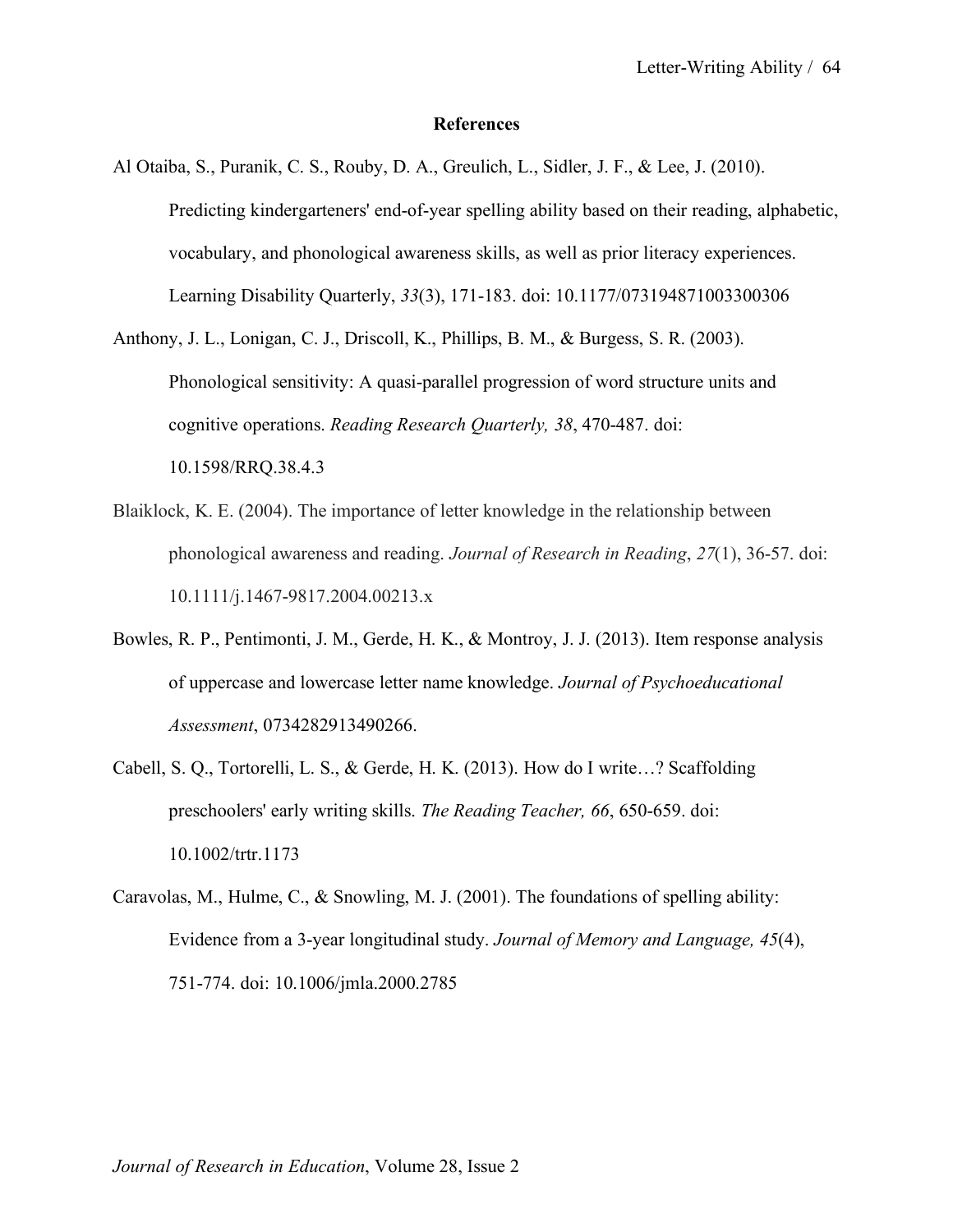## References

Al Otaiba, S., Puranik, C. S., Rouby, D. A., Greulich, L., Sidler, J. F., & Lee, J. (2010). Predicting kindergarteners' end-of-year spelling ability based on their reading, alphabetic, vocabulary, and phonological awareness skills, as well as prior literacy experiences. Learning Disability Quarterly, *33*(3), 171-183. doi: 10.1177/073194871003300306

Anthony, J. L., Lonigan, C. J., Driscoll, K., Phillips, B. M., & Burgess, S. R. (2003). Phonological sensitivity: A quasi-parallel progression of word structure units and cognitive operations. *Reading Research Quarterly, 38*, 470-487. doi: 10.1598/RRQ.38.4.3

Blaiklock, K. E. (2004). The importance of letter knowledge in the relationship between phonological awareness and reading. *Journal of Research in Reading*, *27*(1), 36-57. doi: 10.1111/j.1467-9817.2004.00213.x

Bowles, R. P., Pentimonti, J. M., Gerde, H. K., & Montroy, J. J. (2013). Item response analysis of uppercase and lowercase letter name knowledge. *Journal of Psychoeducational Assessment*, 0734282913490266.

Cabell, S. Q., Tortorelli, L. S., & Gerde, H. K. (2013). How do I write…? Scaffolding preschoolers' early writing skills. *The Reading Teacher, 66*, 650-659. doi: 10.1002/trtr.1173

Caravolas, M., Hulme, C., & Snowling, M. J. (2001). The foundations of spelling ability: Evidence from a 3-year longitudinal study. *Journal of Memory and Language, 45*(4), 751-774. doi: 10.1006/jmla.2000.2785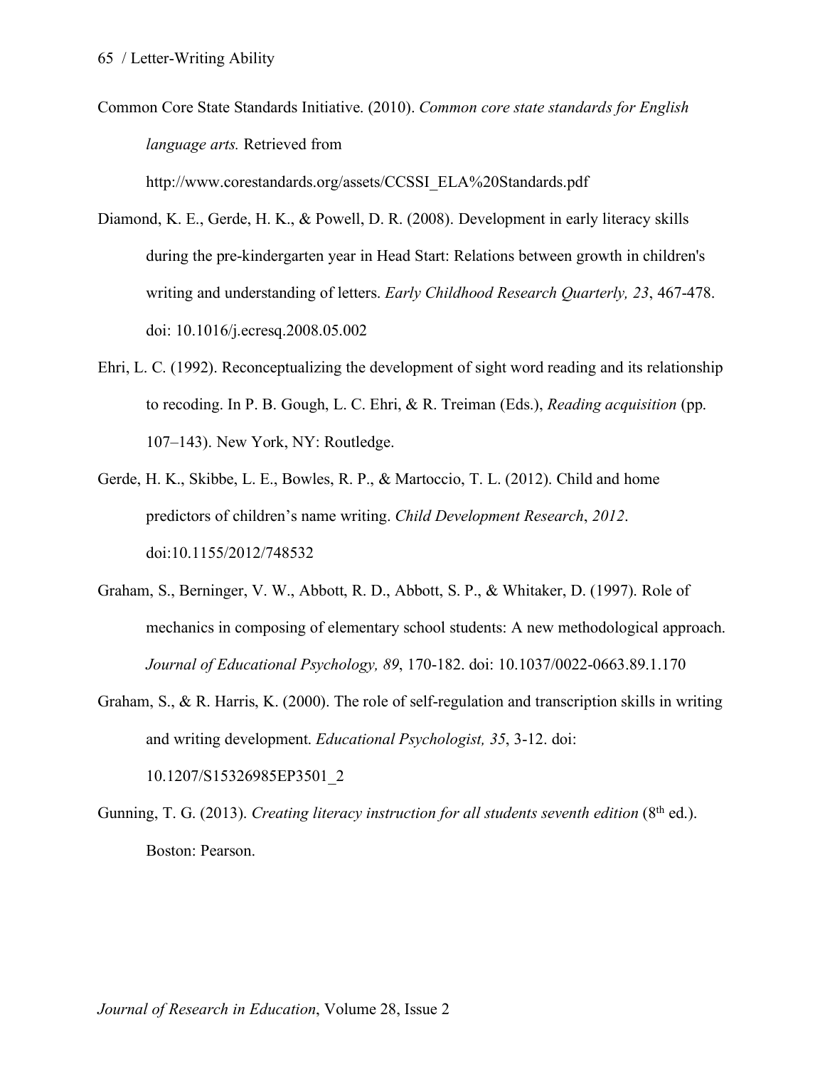Common Core State Standards Initiative. (2010). *Common core state standards for English language arts.* Retrieved from http://www.corestandards.org/assets/CCSSI_ELA%20Standards.pdf

Diamond, K. E., Gerde, H. K., & Powell, D. R. (2008). Development in early literacy skills during the pre-kindergarten year in Head Start: Relations between growth in children's writing and understanding of letters. *Early Childhood Research Quarterly, 23*, 467-478. doi: 10.1016/j.ecresq.2008.05.002

Ehri, L. C. (1992). Reconceptualizing the development of sight word reading and its relationship to recoding. In P. B. Gough, L. C. Ehri, & R. Treiman (Eds.), *Reading acquisition* (pp. 107–143). New York, NY: Routledge.

Gerde, H. K., Skibbe, L. E., Bowles, R. P., & Martoccio, T. L. (2012). Child and home predictors of children's name writing. *Child Development Research*, *2012*. doi:10.1155/2012/748532

Graham, S., Berninger, V. W., Abbott, R. D., Abbott, S. P., & Whitaker, D. (1997). Role of mechanics in composing of elementary school students: A new methodological approach. *Journal of Educational Psychology, 89*, 170-182. doi: 10.1037/0022-0663.89.1.170

Graham, S., & R. Harris, K. (2000). The role of self-regulation and transcription skills in writing and writing development. *Educational Psychologist, 35*, 3-12. doi: 10.1207/S15326985EP3501_2

Gunning, T. G. (2013). *Creating literacy instruction for all students seventh edition* (8th ed.). Boston: Pearson.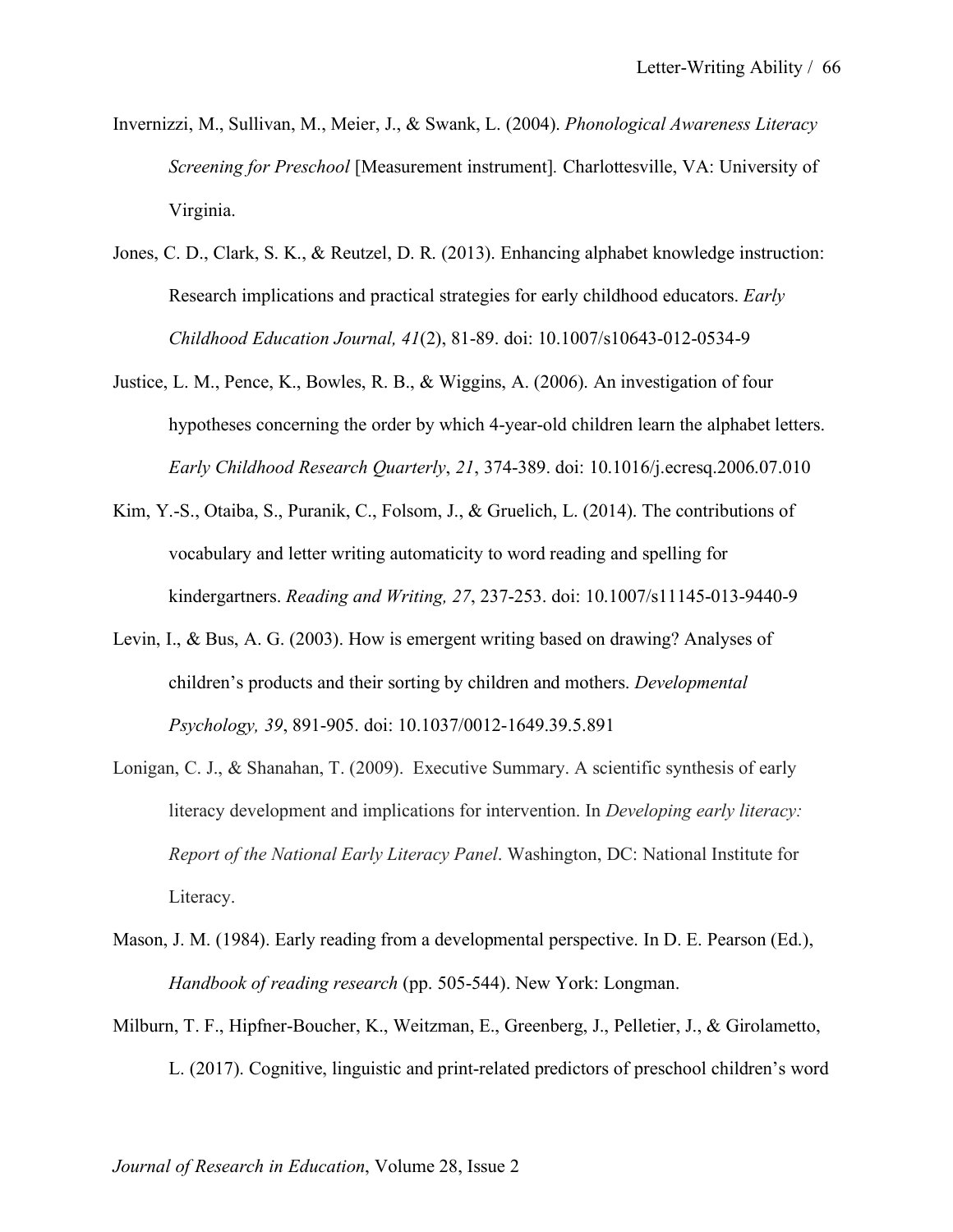Invernizzi, M., Sullivan, M., Meier, J., & Swank, L. (2004). *Phonological Awareness Literacy Screening for Preschool* [Measurement instrument]. Charlottesville, VA: University of Virginia.

Jones, C. D., Clark, S. K., & Reutzel, D. R. (2013). Enhancing alphabet knowledge instruction: Research implications and practical strategies for early childhood educators. *Early Childhood Education Journal, 41*(2), 81-89. doi: 10.1007/s10643-012-0534-9

Justice, L. M., Pence, K., Bowles, R. B., & Wiggins, A. (2006). An investigation of four hypotheses concerning the order by which 4-year-old children learn the alphabet letters. *Early Childhood Research Quarterly*, *21*, 374-389. doi: 10.1016/j.ecresq.2006.07.010

Kim, Y.-S., Otaiba, S., Puranik, C., Folsom, J., & Gruelich, L. (2014). The contributions of vocabulary and letter writing automaticity to word reading and spelling for kindergartners. *Reading and Writing, 27*, 237-253. doi: 10.1007/s11145-013-9440-9

Levin, I., & Bus, A. G. (2003). How is emergent writing based on drawing? Analyses of children's products and their sorting by children and mothers. *Developmental Psychology, 39*, 891-905. doi: 10.1037/0012-1649.39.5.891

Lonigan, C. J., & Shanahan, T. (2009). Executive Summary. A scientific synthesis of early literacy development and implications for intervention. In *Developing early literacy: Report of the National Early Literacy Panel*. Washington, DC: National Institute for Literacy.

Mason, J. M. (1984). Early reading from a developmental perspective. In D. E. Pearson (Ed.), *Handbook of reading research* (pp. 505-544). New York: Longman.

Milburn, T. F., Hipfner-Boucher, K., Weitzman, E., Greenberg, J., Pelletier, J., & Girolametto, L. (2017). Cognitive, linguistic and print-related predictors of preschool children's word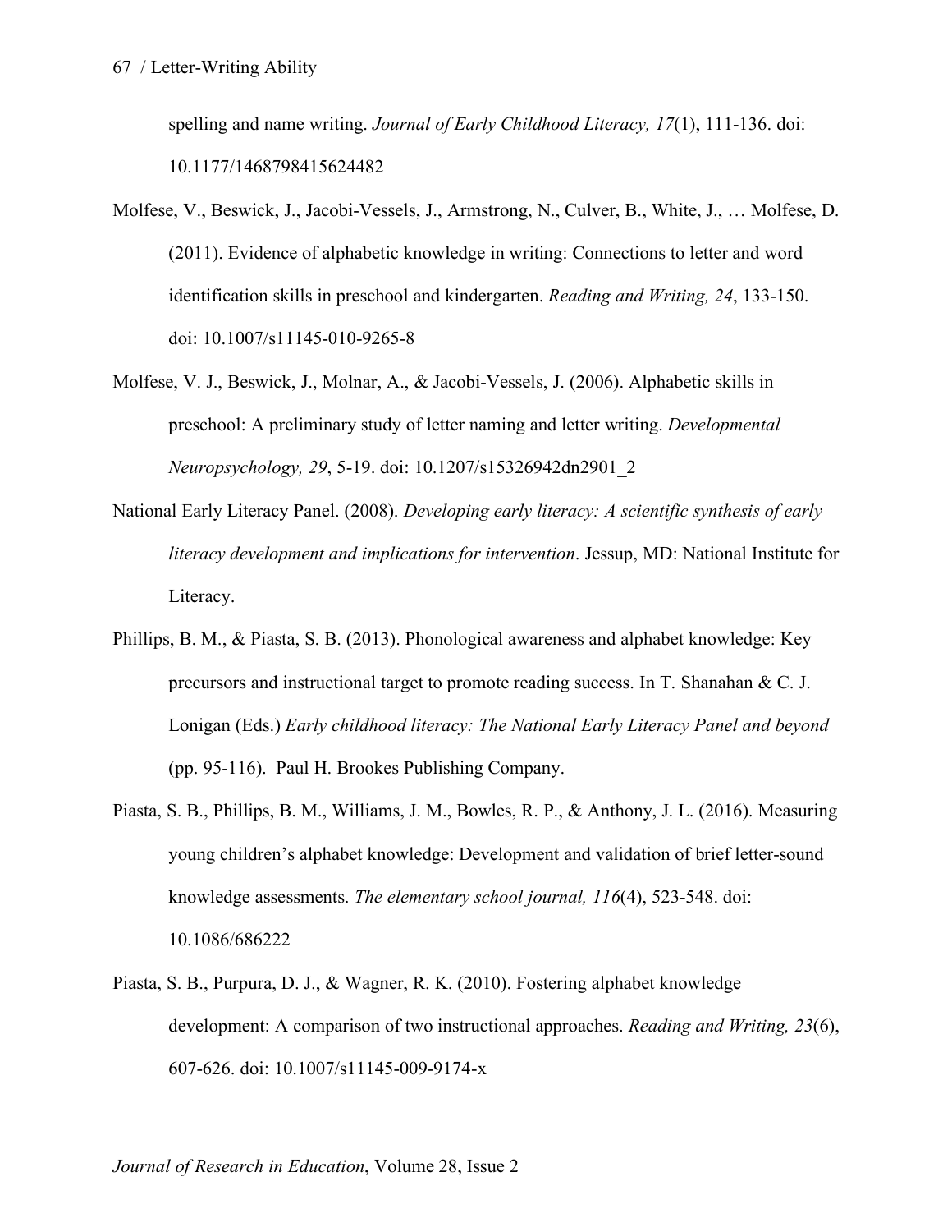spelling and name writing. *Journal of Early Childhood Literacy, 17*(1), 111-136. doi: 10.1177/1468798415624482

Molfese, V., Beswick, J., Jacobi-Vessels, J., Armstrong, N., Culver, B., White, J., … Molfese, D. (2011). Evidence of alphabetic knowledge in writing: Connections to letter and word identification skills in preschool and kindergarten. *Reading and Writing, 24*, 133-150. doi: 10.1007/s11145-010-9265-8

Molfese, V. J., Beswick, J., Molnar, A., & Jacobi-Vessels, J. (2006). Alphabetic skills in preschool: A preliminary study of letter naming and letter writing. *Developmental Neuropsychology, 29*, 5-19. doi: 10.1207/s15326942dn2901_2

National Early Literacy Panel. (2008). *Developing early literacy: A scientific synthesis of early literacy development and implications for intervention*. Jessup, MD: National Institute for Literacy.

Phillips, B. M., & Piasta, S. B. (2013). Phonological awareness and alphabet knowledge: Key precursors and instructional target to promote reading success. In T. Shanahan & C. J. Lonigan (Eds.) *Early childhood literacy: The National Early Literacy Panel and beyond* (pp. 95-116). Paul H. Brookes Publishing Company.

Piasta, S. B., Phillips, B. M., Williams, J. M., Bowles, R. P., & Anthony, J. L. (2016). Measuring young children's alphabet knowledge: Development and validation of brief letter-sound knowledge assessments. *The elementary school journal, 116*(4), 523-548. doi: 10.1086/686222

Piasta, S. B., Purpura, D. J., & Wagner, R. K. (2010). Fostering alphabet knowledge development: A comparison of two instructional approaches. *Reading and Writing, 23*(6), 607-626. doi: 10.1007/s11145-009-9174-x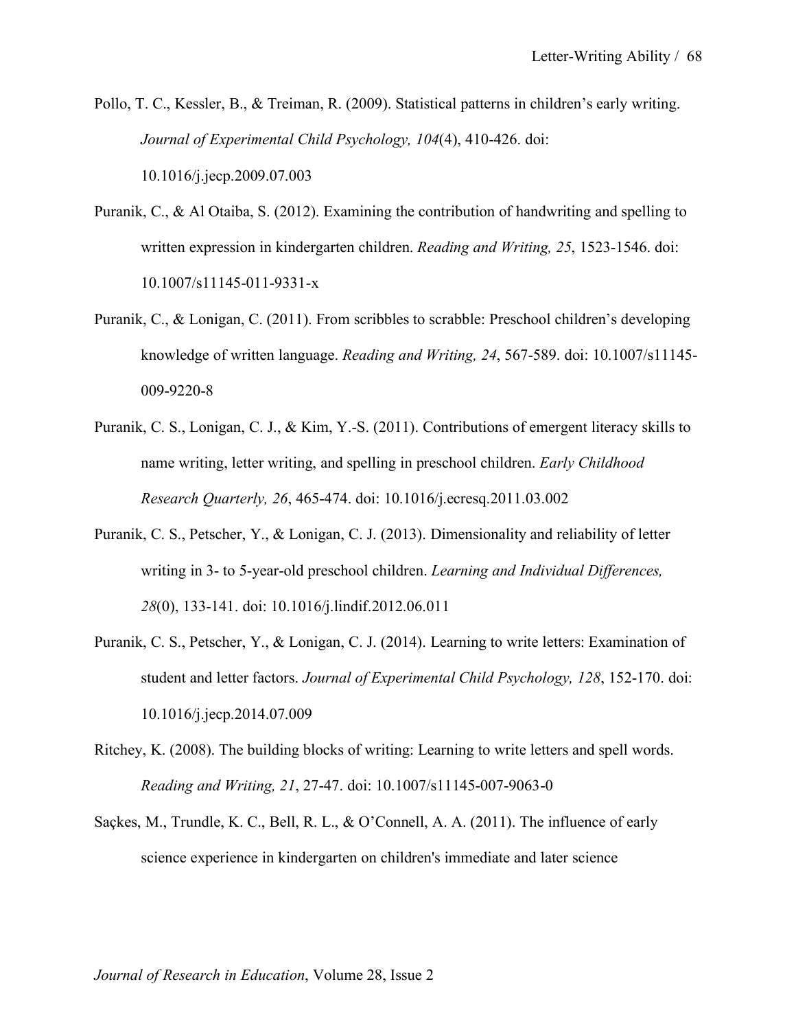Pollo, T. C., Kessler, B., & Treiman, R. (2009). Statistical patterns in children's early writing. *Journal of Experimental Child Psychology, 104*(4), 410-426. doi: 10.1016/j.jecp.2009.07.003

Puranik, C., & Al Otaiba, S. (2012). Examining the contribution of handwriting and spelling to written expression in kindergarten children. *Reading and Writing, 25*, 1523-1546. doi: 10.1007/s11145-011-9331-x

Puranik, C., & Lonigan, C. (2011). From scribbles to scrabble: Preschool children's developing knowledge of written language. *Reading and Writing, 24*, 567-589. doi: 10.1007/s11145-009-9220-8

Puranik, C. S., Lonigan, C. J., & Kim, Y.-S. (2011). Contributions of emergent literacy skills to name writing, letter writing, and spelling in preschool children. *Early Childhood Research Quarterly, 26*, 465-474. doi: 10.1016/j.ecresq.2011.03.002

Puranik, C. S., Petscher, Y., & Lonigan, C. J. (2013). Dimensionality and reliability of letter writing in 3- to 5-year-old preschool children. *Learning and Individual Differences, 28*(0), 133-141. doi: 10.1016/j.lindif.2012.06.011

Puranik, C. S., Petscher, Y., & Lonigan, C. J. (2014). Learning to write letters: Examination of student and letter factors. *Journal of Experimental Child Psychology, 128*, 152-170. doi: 10.1016/j.jecp.2014.07.009

Ritchey, K. (2008). The building blocks of writing: Learning to write letters and spell words. *Reading and Writing, 21*, 27-47. doi: 10.1007/s11145-007-9063-0

Saçkes, M., Trundle, K. C., Bell, R. L., & O'Connell, A. A. (2011). The influence of early science experience in kindergarten on children's immediate and later science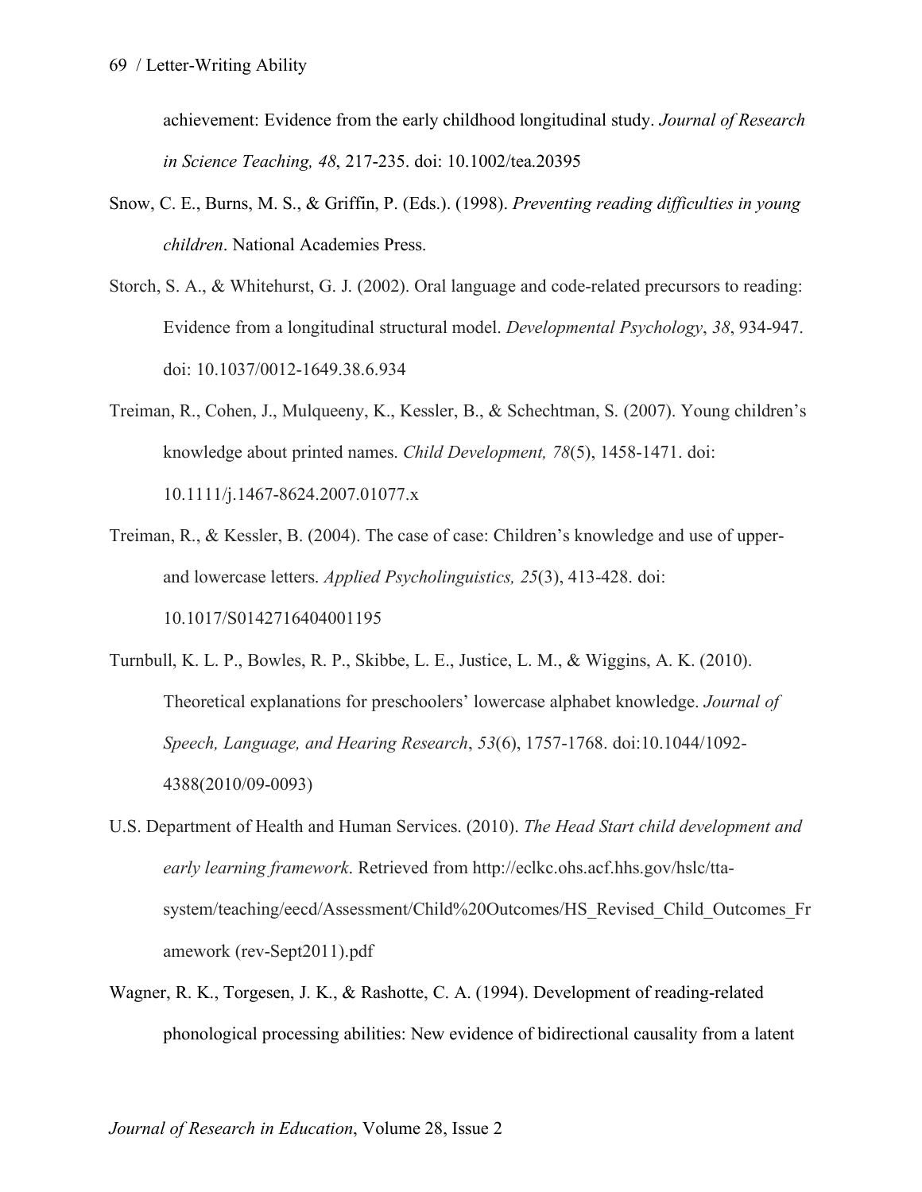achievement: Evidence from the early childhood longitudinal study. *Journal of Research in Science Teaching, 48*, 217-235. doi: 10.1002/tea.20395

Snow, C. E., Burns, M. S., & Griffin, P. (Eds.). (1998). *Preventing reading difficulties in young children*. National Academies Press.

Storch, S. A., & Whitehurst, G. J. (2002). Oral language and code-related precursors to reading: Evidence from a longitudinal structural model. *Developmental Psychology*, *38*, 934-947. doi: 10.1037/0012-1649.38.6.934

Treiman, R., Cohen, J., Mulqueeny, K., Kessler, B., & Schechtman, S. (2007). Young children's knowledge about printed names. *Child Development, 78*(5), 1458-1471. doi: 10.1111/j.1467-8624.2007.01077.x

Treiman, R., & Kessler, B. (2004). The case of case: Children's knowledge and use of upper- and lowercase letters. *Applied Psycholinguistics, 25*(3), 413-428. doi: 10.1017/S0142716404001195

Turnbull, K. L. P., Bowles, R. P., Skibbe, L. E., Justice, L. M., & Wiggins, A. K. (2010). Theoretical explanations for preschoolers' lowercase alphabet knowledge. *Journal of Speech, Language, and Hearing Research*, *53*(6), 1757-1768. doi:10.1044/1092-4388(2010/09-0093)

U.S. Department of Health and Human Services. (2010). *The Head Start child development and early learning framework*. Retrieved from http://eclkc.ohs.acf.hhs.gov/hslc/tta-system/teaching/eecd/Assessment/Child%20Outcomes/HS_Revised_Child_Outcomes_Framework (rev-Sept2011).pdf

Wagner, R. K., Torgesen, J. K., & Rashotte, C. A. (1994). Development of reading-related phonological processing abilities: New evidence of bidirectional causality from a latent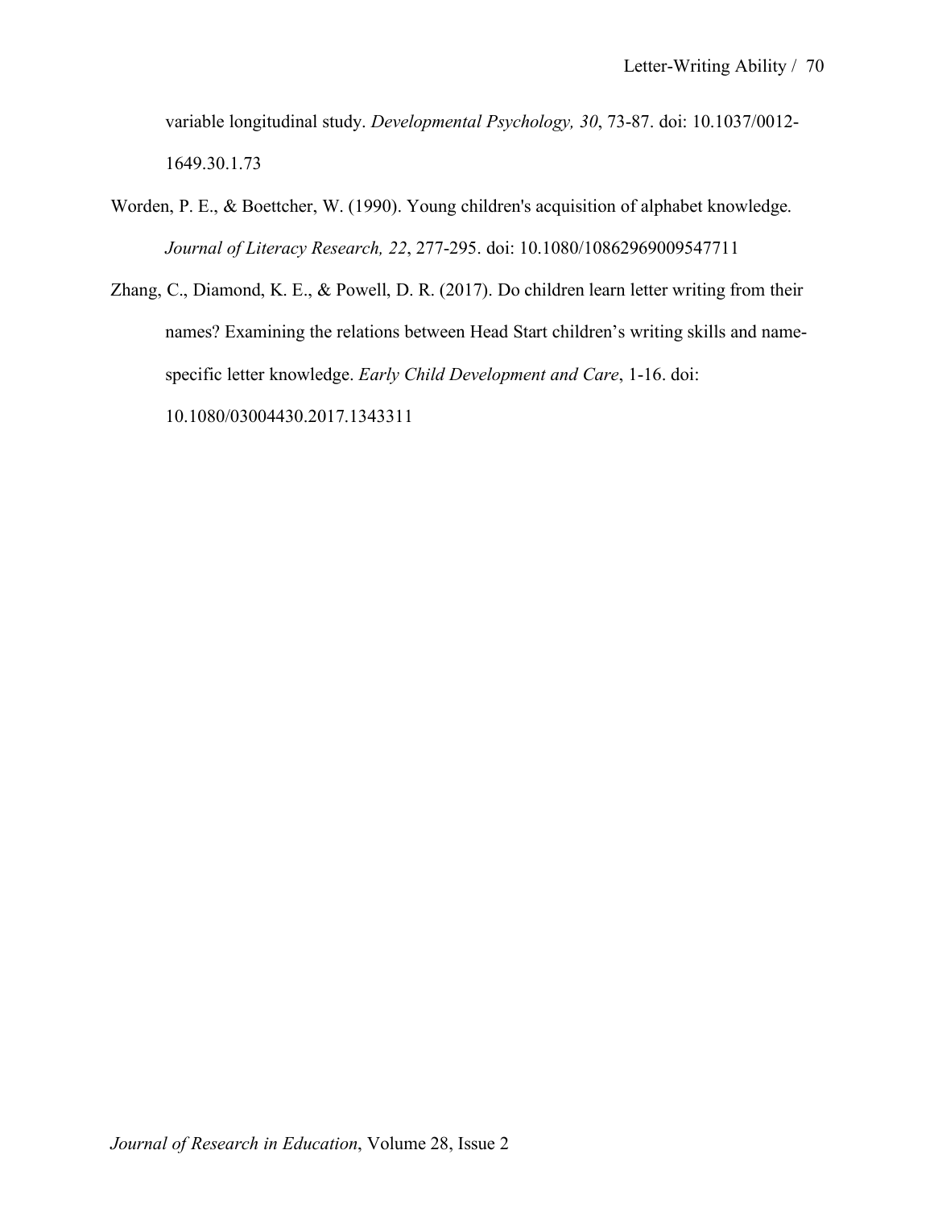variable longitudinal study. *Developmental Psychology, 30*, 73-87. doi: 10.1037/0012-1649.30.1.73

Worden, P. E., & Boettcher, W. (1990). Young children's acquisition of alphabet knowledge. *Journal of Literacy Research, 22*, 277-295. doi: 10.1080/10862969009547711

Zhang, C., Diamond, K. E., & Powell, D. R. (2017). Do children learn letter writing from their names? Examining the relations between Head Start children's writing skills and name-specific letter knowledge. *Early Child Development and Care*, 1-16. doi: 10.1080/03004430.2017.1343311